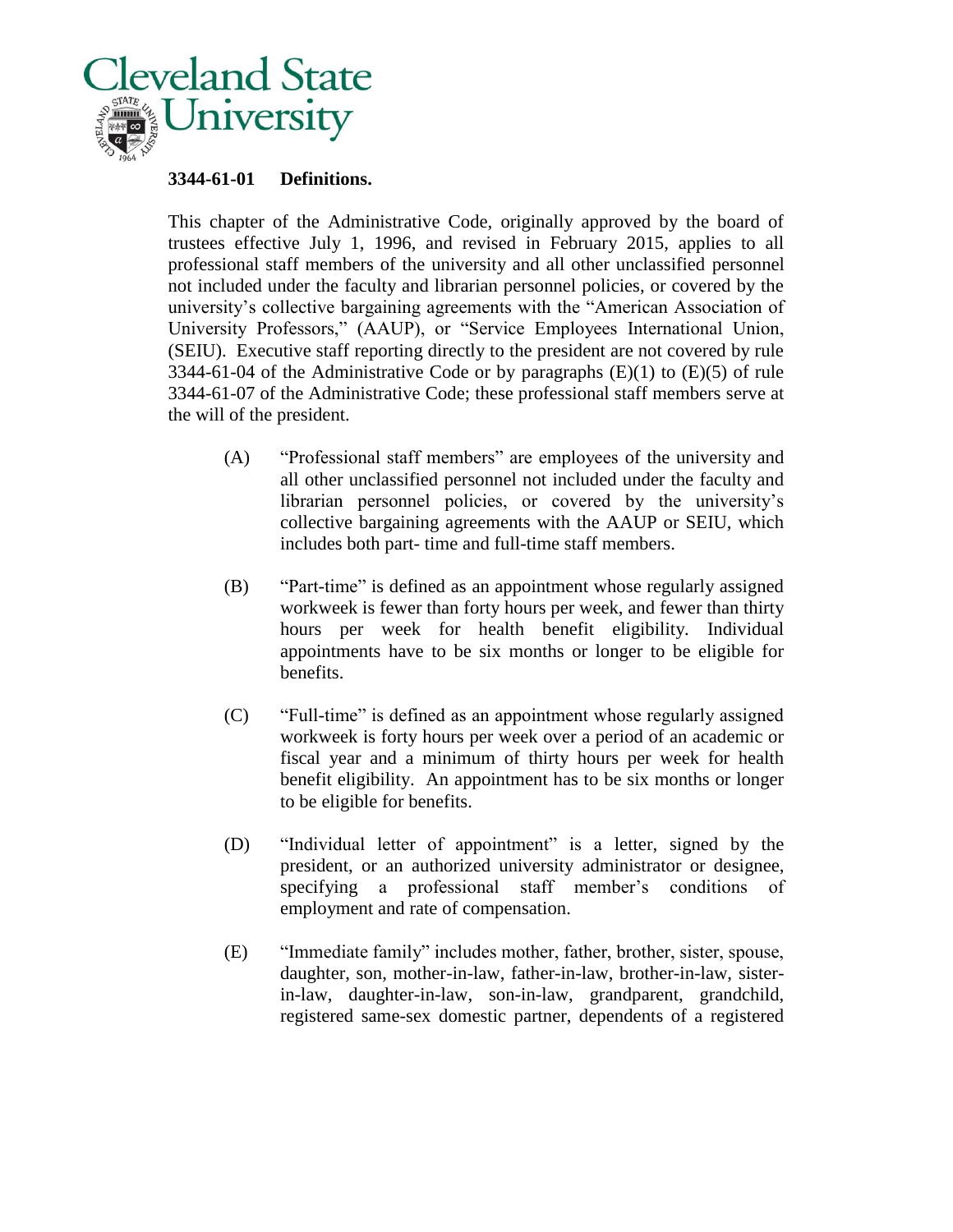Cleveland State University

**3344-61-01 Definitions.**

This chapter of the Administrative Code, originally approved by the board of trustees effective July 1, 1996, and revised in February 2015, applies to all professional staff members of the university and all other unclassified personnel not included under the faculty and librarian personnel policies, or covered by the university's collective bargaining agreements with the "American Association of University Professors," (AAUP), or "Service Employees International Union, (SEIU). Executive staff reporting directly to the president are not covered by rule 3344-61-04 of the Administrative Code or by paragraphs (E)(1) to (E)(5) of rule 3344-61-07 of the Administrative Code; these professional staff members serve at the will of the president.

(A) "Professional staff members" are employees of the university and all other unclassified personnel not included under the faculty and librarian personnel policies, or covered by the university's collective bargaining agreements with the AAUP or SEIU, which includes both part- time and full-time staff members.

(B) "Part-time" is defined as an appointment whose regularly assigned workweek is fewer than forty hours per week, and fewer than thirty hours per week for health benefit eligibility. Individual appointments have to be six months or longer to be eligible for benefits.

(C) "Full-time" is defined as an appointment whose regularly assigned workweek is forty hours per week over a period of an academic or fiscal year and a minimum of thirty hours per week for health benefit eligibility. An appointment has to be six months or longer to be eligible for benefits.

(D) "Individual letter of appointment" is a letter, signed by the president, or an authorized university administrator or designee, specifying a professional staff member's conditions of employment and rate of compensation.

(E) "Immediate family" includes mother, father, brother, sister, spouse, daughter, son, mother-in-law, father-in-law, brother-in-law, sister-in-law, daughter-in-law, son-in-law, grandparent, grandchild, registered same-sex domestic partner, dependents of a registered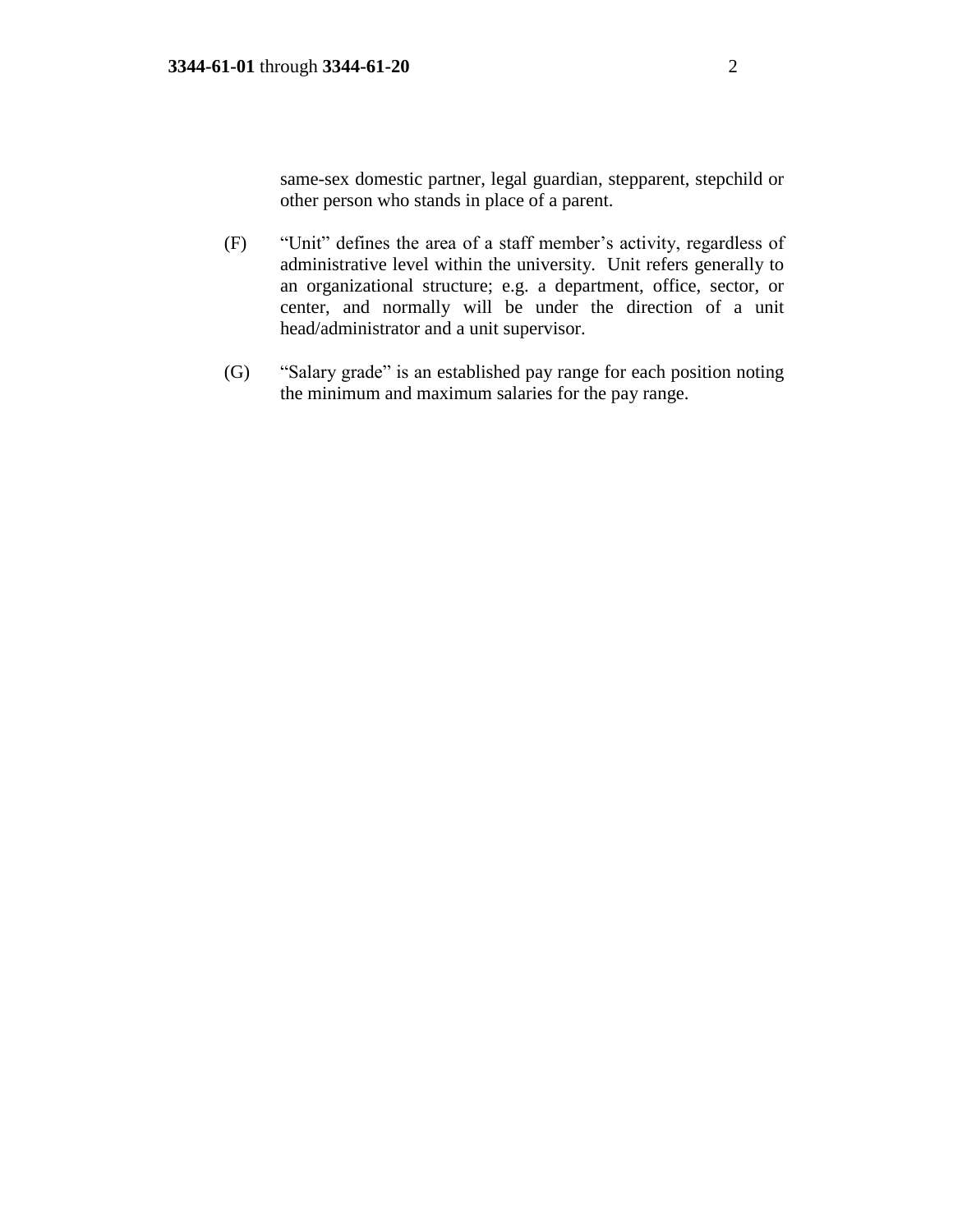same-sex domestic partner, legal guardian, stepparent, stepchild or other person who stands in place of a parent.

(F) "Unit" defines the area of a staff member's activity, regardless of administrative level within the university. Unit refers generally to an organizational structure; e.g. a department, office, sector, or center, and normally will be under the direction of a unit head/administrator and a unit supervisor.

(G) "Salary grade" is an established pay range for each position noting the minimum and maximum salaries for the pay range.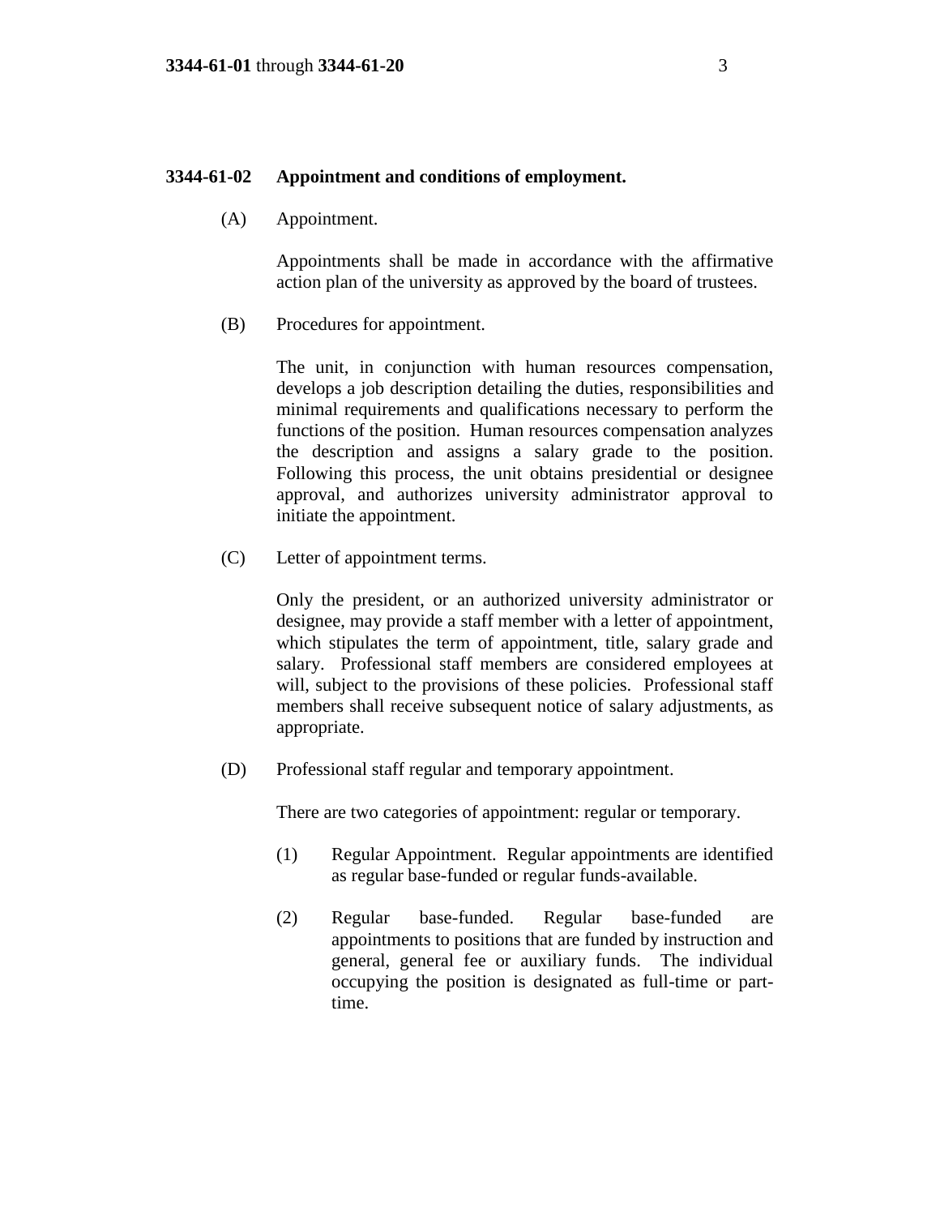## 3344-61-02 Appointment and conditions of employment.

(A) Appointment.

Appointments shall be made in accordance with the affirmative action plan of the university as approved by the board of trustees.

(B) Procedures for appointment.

The unit, in conjunction with human resources compensation, develops a job description detailing the duties, responsibilities and minimal requirements and qualifications necessary to perform the functions of the position. Human resources compensation analyzes the description and assigns a salary grade to the position. Following this process, the unit obtains presidential or designee approval, and authorizes university administrator approval to initiate the appointment.

(C) Letter of appointment terms.

Only the president, or an authorized university administrator or designee, may provide a staff member with a letter of appointment, which stipulates the term of appointment, title, salary grade and salary. Professional staff members are considered employees at will, subject to the provisions of these policies. Professional staff members shall receive subsequent notice of salary adjustments, as appropriate.

(D) Professional staff regular and temporary appointment.

There are two categories of appointment: regular or temporary.

(1) Regular Appointment. Regular appointments are identified as regular base-funded or regular funds-available.

(2) Regular base-funded. Regular base-funded are appointments to positions that are funded by instruction and general, general fee or auxiliary funds. The individual occupying the position is designated as full-time or part-time.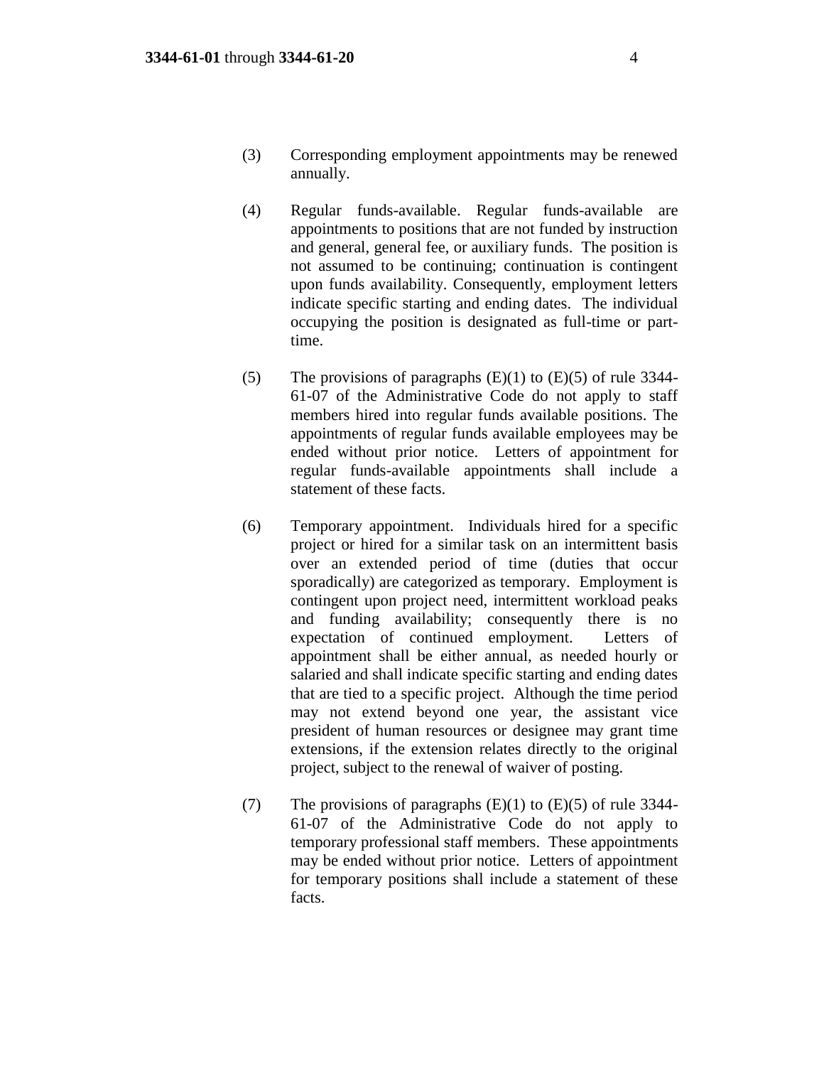(3) Corresponding employment appointments may be renewed annually.

(4) Regular funds-available. Regular funds-available are appointments to positions that are not funded by instruction and general, general fee, or auxiliary funds. The position is not assumed to be continuing; continuation is contingent upon funds availability. Consequently, employment letters indicate specific starting and ending dates. The individual occupying the position is designated as full-time or part-time.

(5) The provisions of paragraphs (E)(1) to (E)(5) of rule 3344-61-07 of the Administrative Code do not apply to staff members hired into regular funds available positions. The appointments of regular funds available employees may be ended without prior notice. Letters of appointment for regular funds-available appointments shall include a statement of these facts.

(6) Temporary appointment. Individuals hired for a specific project or hired for a similar task on an intermittent basis over an extended period of time (duties that occur sporadically) are categorized as temporary. Employment is contingent upon project need, intermittent workload peaks and funding availability; consequently there is no expectation of continued employment. Letters of appointment shall be either annual, as needed hourly or salaried and shall indicate specific starting and ending dates that are tied to a specific project. Although the time period may not extend beyond one year, the assistant vice president of human resources or designee may grant time extensions, if the extension relates directly to the original project, subject to the renewal of waiver of posting.

(7) The provisions of paragraphs (E)(1) to (E)(5) of rule 3344-61-07 of the Administrative Code do not apply to temporary professional staff members. These appointments may be ended without prior notice. Letters of appointment for temporary positions shall include a statement of these facts.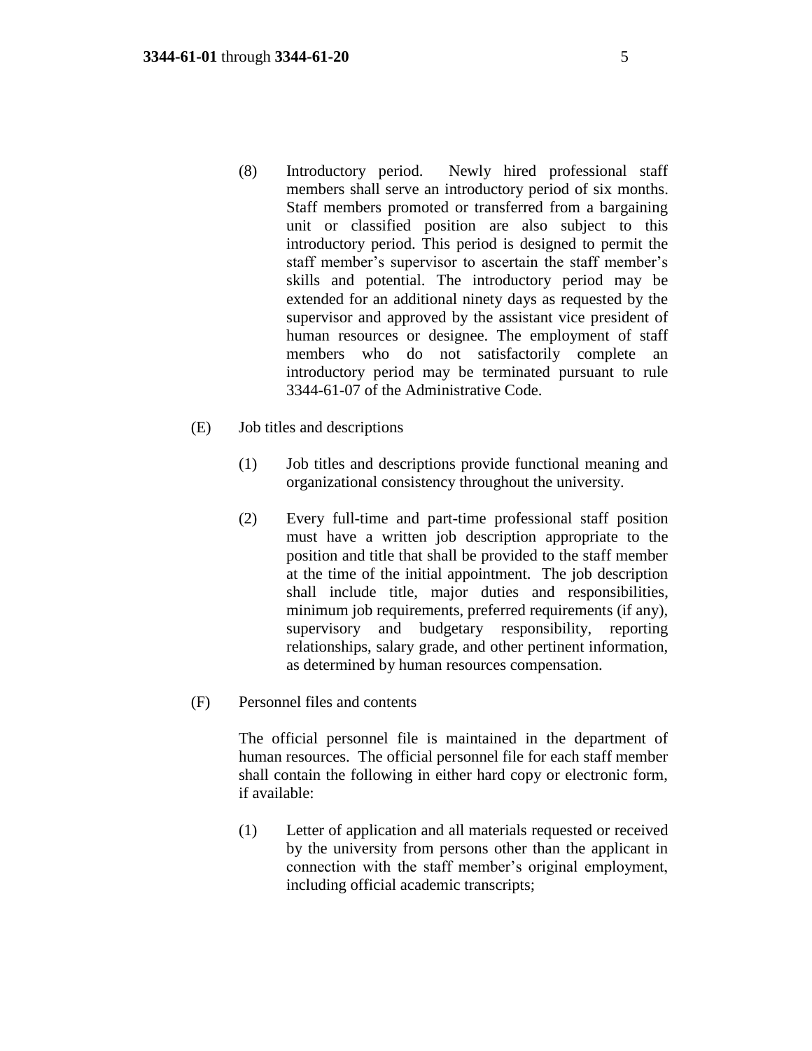(8) Introductory period. Newly hired professional staff members shall serve an introductory period of six months. Staff members promoted or transferred from a bargaining unit or classified position are also subject to this introductory period. This period is designed to permit the staff member's supervisor to ascertain the staff member's skills and potential. The introductory period may be extended for an additional ninety days as requested by the supervisor and approved by the assistant vice president of human resources or designee. The employment of staff members who do not satisfactorily complete an introductory period may be terminated pursuant to rule 3344-61-07 of the Administrative Code.

(E) Job titles and descriptions

(1) Job titles and descriptions provide functional meaning and organizational consistency throughout the university.

(2) Every full-time and part-time professional staff position must have a written job description appropriate to the position and title that shall be provided to the staff member at the time of the initial appointment. The job description shall include title, major duties and responsibilities, minimum job requirements, preferred requirements (if any), supervisory and budgetary responsibility, reporting relationships, salary grade, and other pertinent information, as determined by human resources compensation.

(F) Personnel files and contents

The official personnel file is maintained in the department of human resources. The official personnel file for each staff member shall contain the following in either hard copy or electronic form, if available:

(1) Letter of application and all materials requested or received by the university from persons other than the applicant in connection with the staff member's original employment, including official academic transcripts;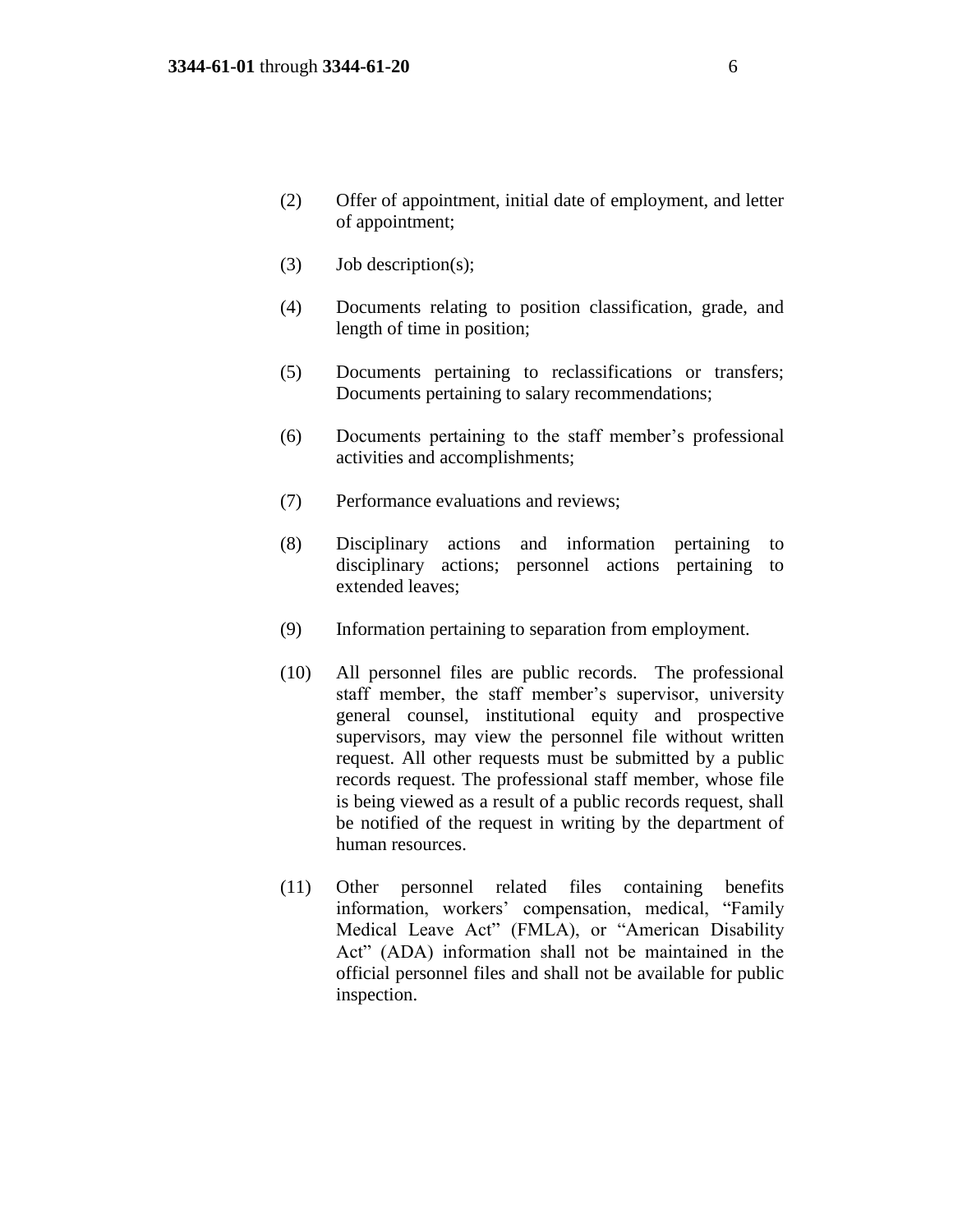(2) Offer of appointment, initial date of employment, and letter of appointment;

(3) Job description(s);

(4) Documents relating to position classification, grade, and length of time in position;

(5) Documents pertaining to reclassifications or transfers; Documents pertaining to salary recommendations;

(6) Documents pertaining to the staff member's professional activities and accomplishments;

(7) Performance evaluations and reviews;

(8) Disciplinary actions and information pertaining to disciplinary actions; personnel actions pertaining to extended leaves;

(9) Information pertaining to separation from employment.

(10) All personnel files are public records. The professional staff member, the staff member's supervisor, university general counsel, institutional equity and prospective supervisors, may view the personnel file without written request. All other requests must be submitted by a public records request. The professional staff member, whose file is being viewed as a result of a public records request, shall be notified of the request in writing by the department of human resources.

(11) Other personnel related files containing benefits information, workers' compensation, medical, "Family Medical Leave Act" (FMLA), or "American Disability Act" (ADA) information shall not be maintained in the official personnel files and shall not be available for public inspection.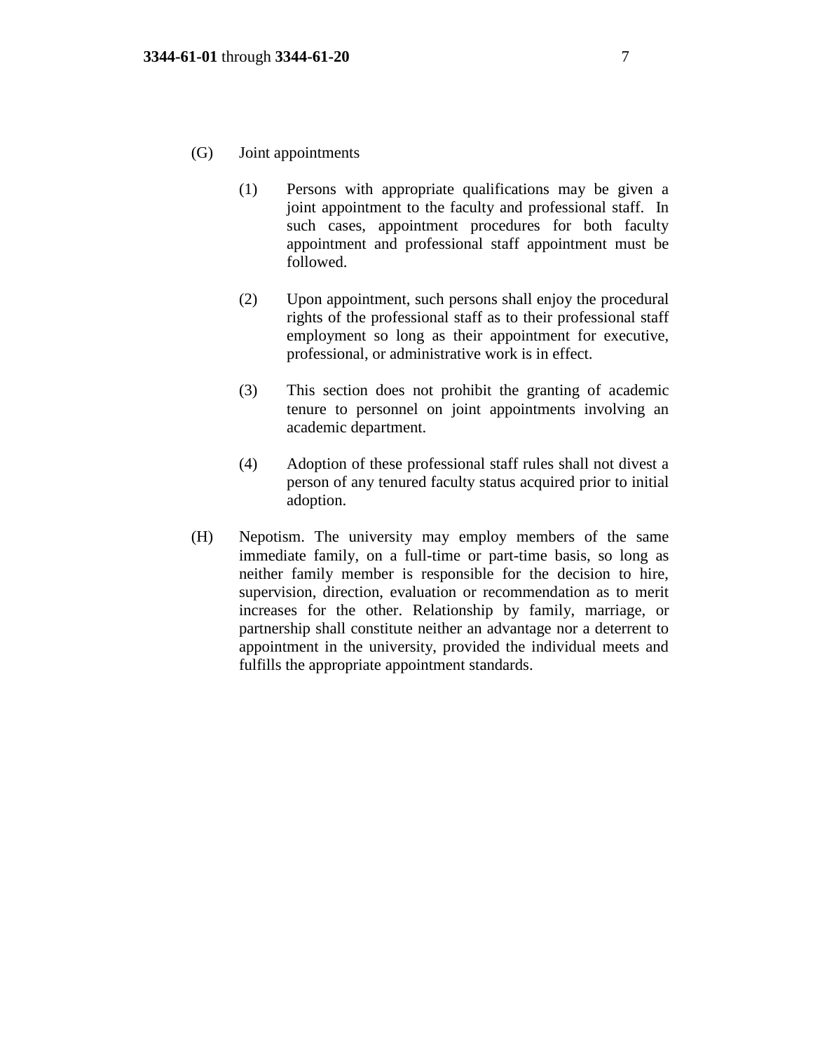(G) Joint appointments

(1) Persons with appropriate qualifications may be given a joint appointment to the faculty and professional staff. In such cases, appointment procedures for both faculty appointment and professional staff appointment must be followed.

(2) Upon appointment, such persons shall enjoy the procedural rights of the professional staff as to their professional staff employment so long as their appointment for executive, professional, or administrative work is in effect.

(3) This section does not prohibit the granting of academic tenure to personnel on joint appointments involving an academic department.

(4) Adoption of these professional staff rules shall not divest a person of any tenured faculty status acquired prior to initial adoption.

(H) Nepotism. The university may employ members of the same immediate family, on a full-time or part-time basis, so long as neither family member is responsible for the decision to hire, supervision, direction, evaluation or recommendation as to merit increases for the other. Relationship by family, marriage, or partnership shall constitute neither an advantage nor a deterrent to appointment in the university, provided the individual meets and fulfills the appropriate appointment standards.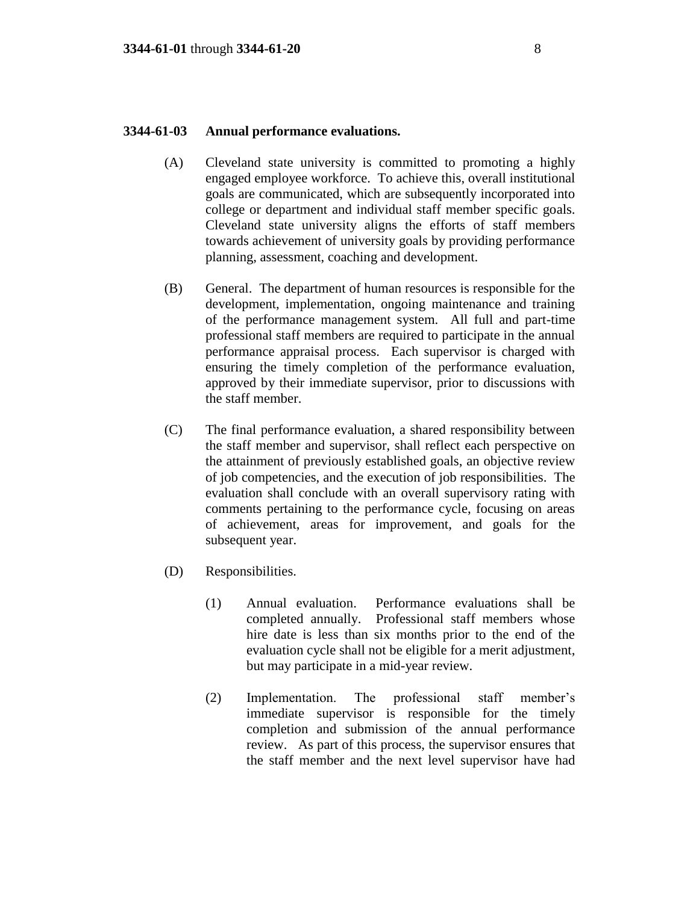## 3344-61-03 Annual performance evaluations.

(A) Cleveland state university is committed to promoting a highly engaged employee workforce. To achieve this, overall institutional goals are communicated, which are subsequently incorporated into college or department and individual staff member specific goals. Cleveland state university aligns the efforts of staff members towards achievement of university goals by providing performance planning, assessment, coaching and development.

(B) General. The department of human resources is responsible for the development, implementation, ongoing maintenance and training of the performance management system. All full and part-time professional staff members are required to participate in the annual performance appraisal process. Each supervisor is charged with ensuring the timely completion of the performance evaluation, approved by their immediate supervisor, prior to discussions with the staff member.

(C) The final performance evaluation, a shared responsibility between the staff member and supervisor, shall reflect each perspective on the attainment of previously established goals, an objective review of job competencies, and the execution of job responsibilities. The evaluation shall conclude with an overall supervisory rating with comments pertaining to the performance cycle, focusing on areas of achievement, areas for improvement, and goals for the subsequent year.

(D) Responsibilities.

(1) Annual evaluation. Performance evaluations shall be completed annually. Professional staff members whose hire date is less than six months prior to the end of the evaluation cycle shall not be eligible for a merit adjustment, but may participate in a mid-year review.

(2) Implementation. The professional staff member's immediate supervisor is responsible for the timely completion and submission of the annual performance review. As part of this process, the supervisor ensures that the staff member and the next level supervisor have had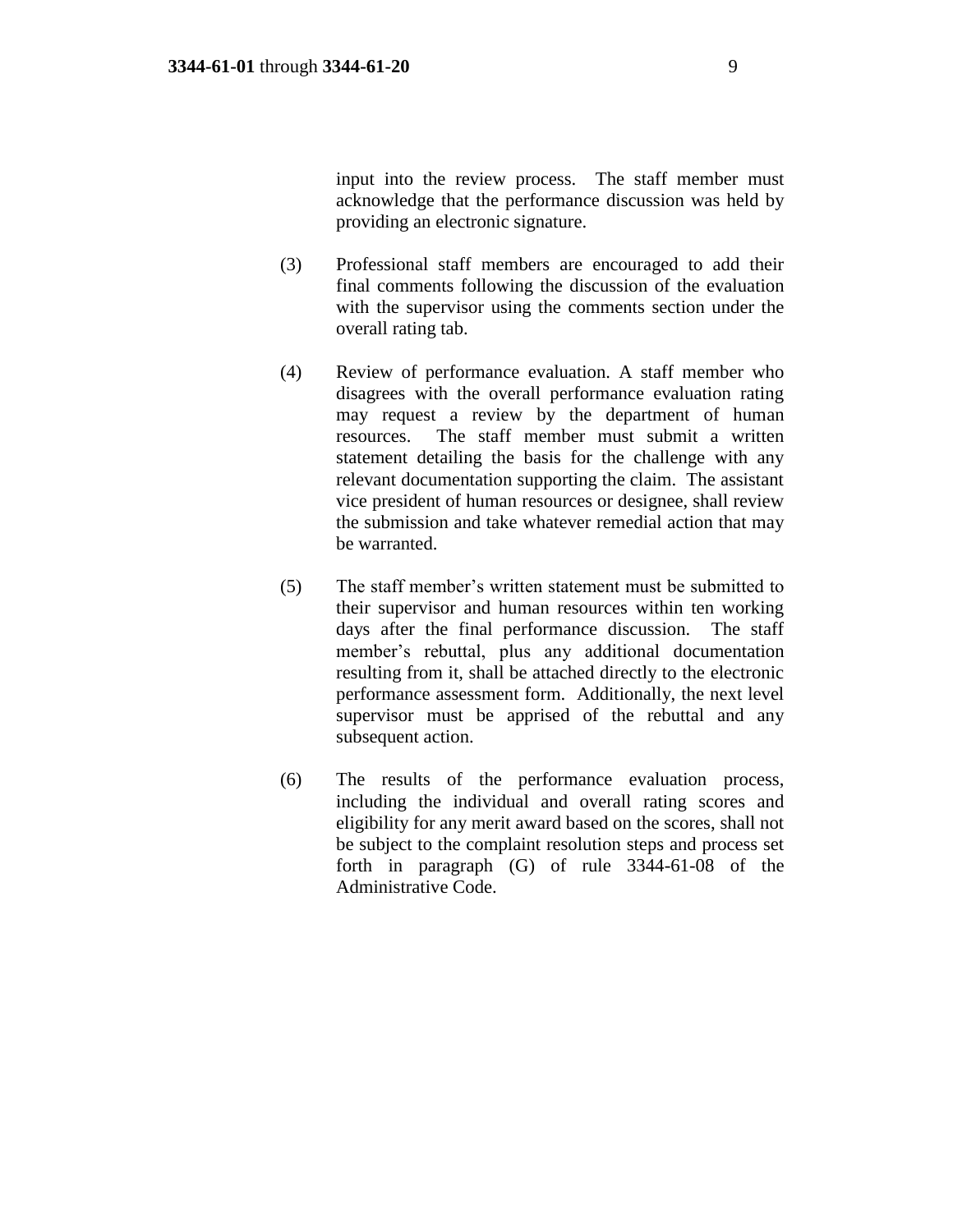input into the review process. The staff member must acknowledge that the performance discussion was held by providing an electronic signature.

(3) Professional staff members are encouraged to add their final comments following the discussion of the evaluation with the supervisor using the comments section under the overall rating tab.

(4) Review of performance evaluation. A staff member who disagrees with the overall performance evaluation rating may request a review by the department of human resources. The staff member must submit a written statement detailing the basis for the challenge with any relevant documentation supporting the claim. The assistant vice president of human resources or designee, shall review the submission and take whatever remedial action that may be warranted.

(5) The staff member's written statement must be submitted to their supervisor and human resources within ten working days after the final performance discussion. The staff member's rebuttal, plus any additional documentation resulting from it, shall be attached directly to the electronic performance assessment form. Additionally, the next level supervisor must be apprised of the rebuttal and any subsequent action.

(6) The results of the performance evaluation process, including the individual and overall rating scores and eligibility for any merit award based on the scores, shall not be subject to the complaint resolution steps and process set forth in paragraph (G) of rule 3344-61-08 of the Administrative Code.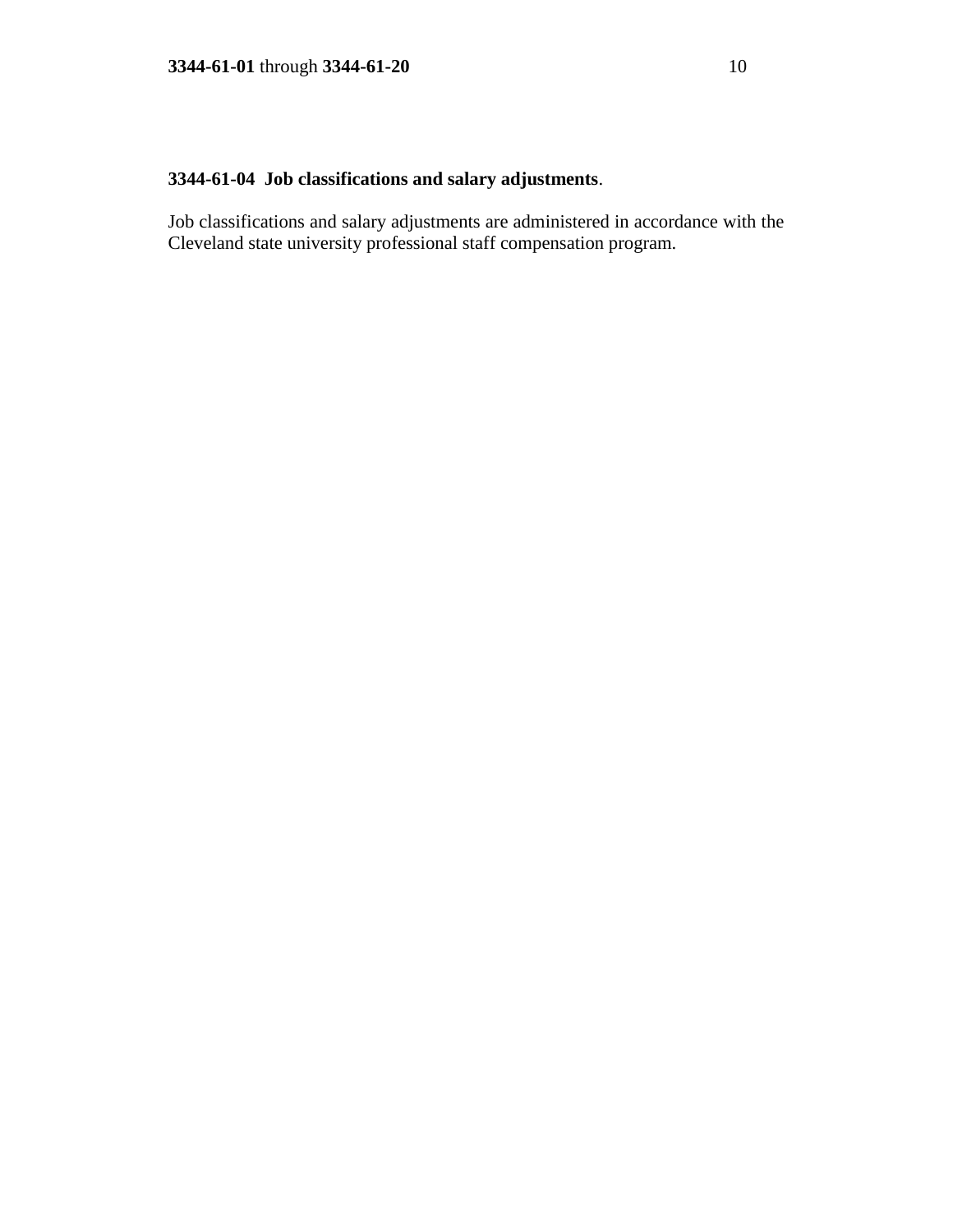**3344-61-04 Job classifications and salary adjustments**.

Job classifications and salary adjustments are administered in accordance with the Cleveland state university professional staff compensation program.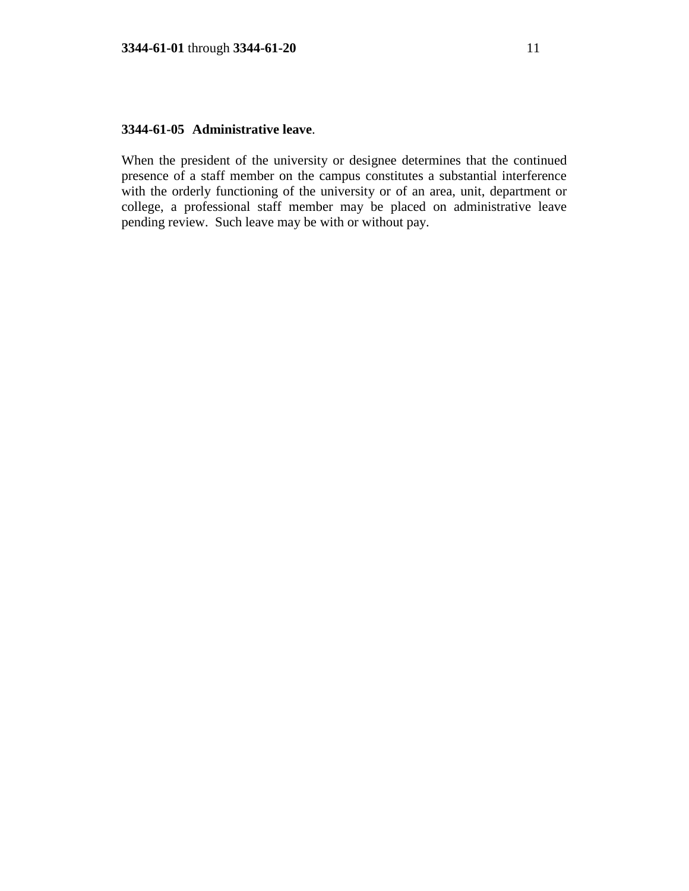**3344-61-05 Administrative leave**.

When the president of the university or designee determines that the continued presence of a staff member on the campus constitutes a substantial interference with the orderly functioning of the university or of an area, unit, department or college, a professional staff member may be placed on administrative leave pending review. Such leave may be with or without pay.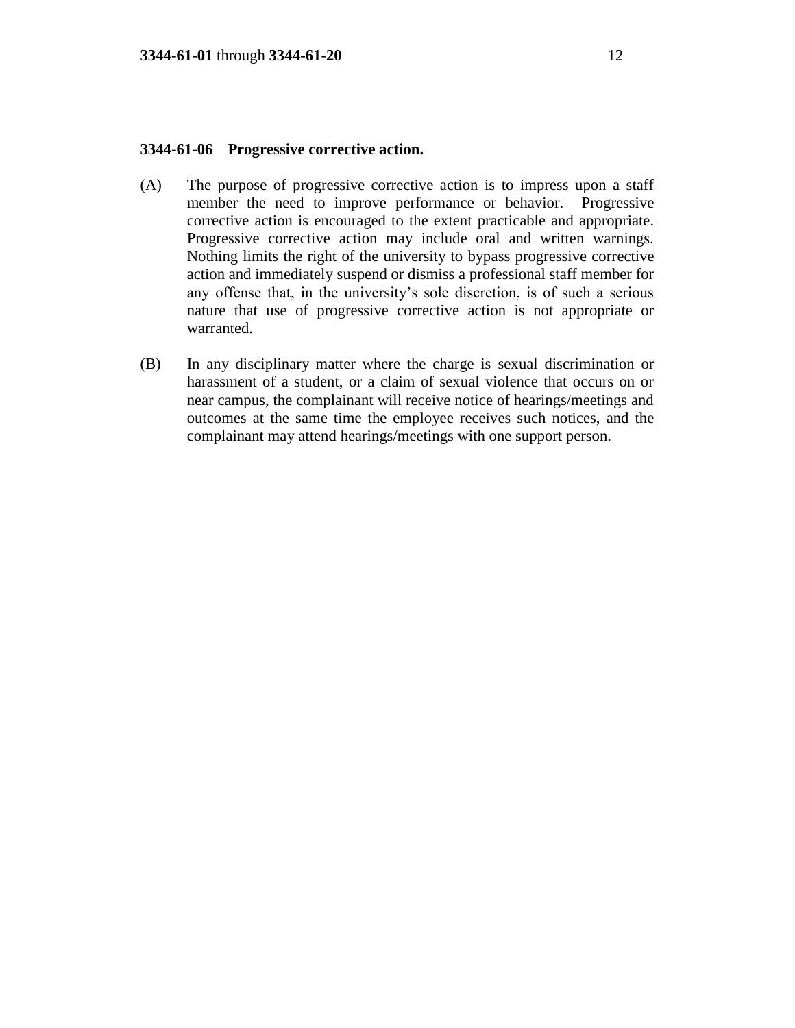**3344-61-06 Progressive corrective action.**

(A) The purpose of progressive corrective action is to impress upon a staff member the need to improve performance or behavior. Progressive corrective action is encouraged to the extent practicable and appropriate. Progressive corrective action may include oral and written warnings. Nothing limits the right of the university to bypass progressive corrective action and immediately suspend or dismiss a professional staff member for any offense that, in the university's sole discretion, is of such a serious nature that use of progressive corrective action is not appropriate or warranted.

(B) In any disciplinary matter where the charge is sexual discrimination or harassment of a student, or a claim of sexual violence that occurs on or near campus, the complainant will receive notice of hearings/meetings and outcomes at the same time the employee receives such notices, and the complainant may attend hearings/meetings with one support person.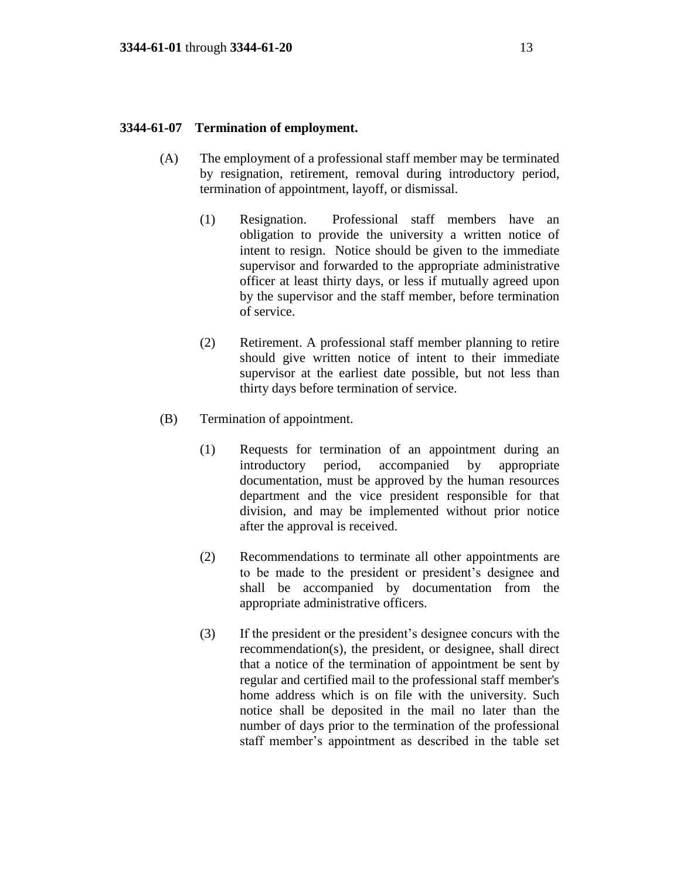### 3344-61-07 Termination of employment.

(A) The employment of a professional staff member may be terminated by resignation, retirement, removal during introductory period, termination of appointment, layoff, or dismissal.

(1) Resignation. Professional staff members have an obligation to provide the university a written notice of intent to resign. Notice should be given to the immediate supervisor and forwarded to the appropriate administrative officer at least thirty days, or less if mutually agreed upon by the supervisor and the staff member, before termination of service.

(2) Retirement. A professional staff member planning to retire should give written notice of intent to their immediate supervisor at the earliest date possible, but not less than thirty days before termination of service.

(B) Termination of appointment.

(1) Requests for termination of an appointment during an introductory period, accompanied by appropriate documentation, must be approved by the human resources department and the vice president responsible for that division, and may be implemented without prior notice after the approval is received.

(2) Recommendations to terminate all other appointments are to be made to the president or president's designee and shall be accompanied by documentation from the appropriate administrative officers.

(3) If the president or the president's designee concurs with the recommendation(s), the president, or designee, shall direct that a notice of the termination of appointment be sent by regular and certified mail to the professional staff member's home address which is on file with the university. Such notice shall be deposited in the mail no later than the number of days prior to the termination of the professional staff member's appointment as described in the table set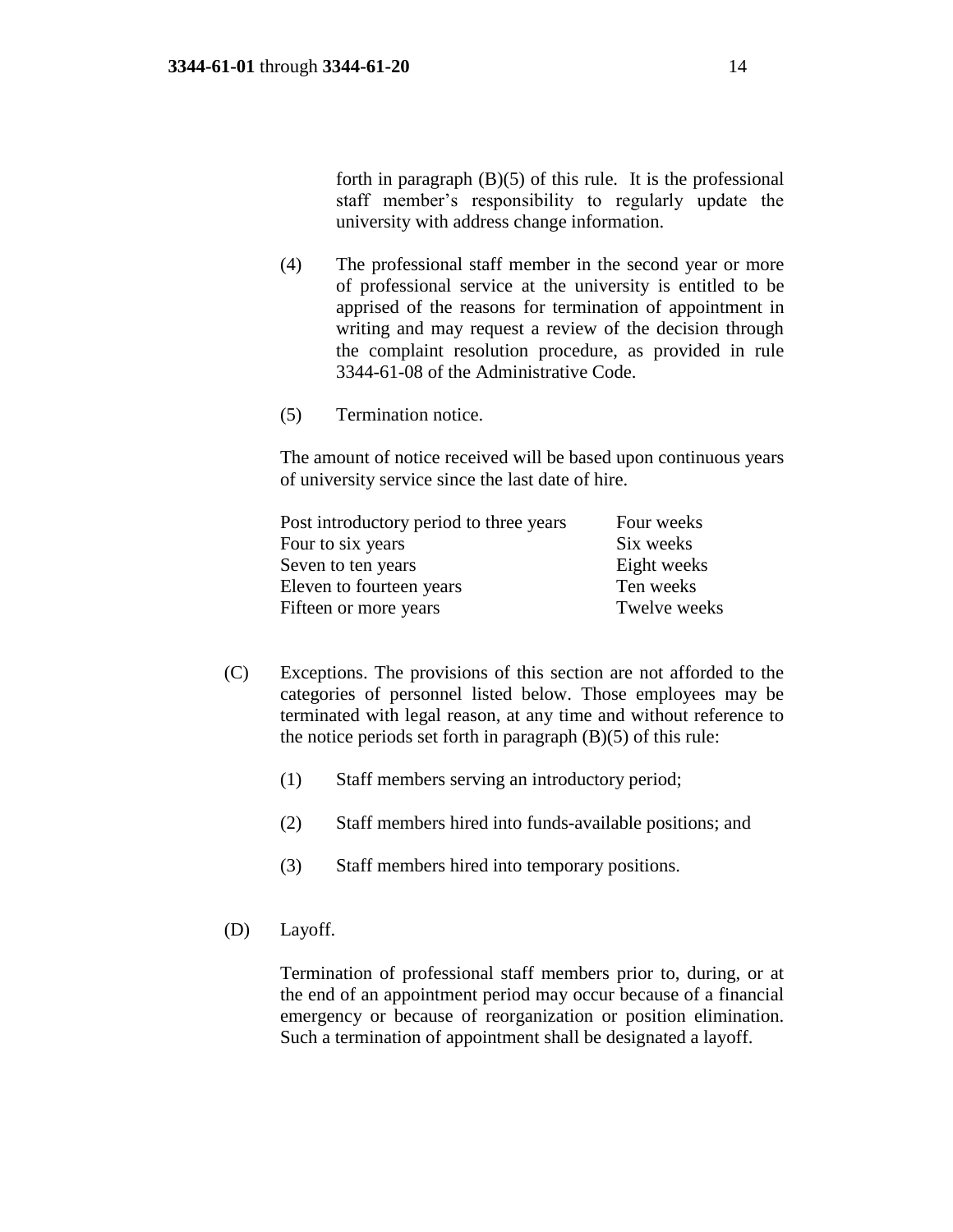forth in paragraph (B)(5) of this rule. It is the professional staff member's responsibility to regularly update the university with address change information.

(4) The professional staff member in the second year or more of professional service at the university is entitled to be apprised of the reasons for termination of appointment in writing and may request a review of the decision through the complaint resolution procedure, as provided in rule 3344-61-08 of the Administrative Code.

(5) Termination notice.

The amount of notice received will be based upon continuous years of university service since the last date of hire.

| | |
|---|---|
| Post introductory period to three years | Four weeks |
| Four to six years | Six weeks |
| Seven to ten years | Eight weeks |
| Eleven to fourteen years | Ten weeks |
| Fifteen or more years | Twelve weeks |

(C) Exceptions. The provisions of this section are not afforded to the categories of personnel listed below. Those employees may be terminated with legal reason, at any time and without reference to the notice periods set forth in paragraph (B)(5) of this rule:

(1) Staff members serving an introductory period;

(2) Staff members hired into funds-available positions; and

(3) Staff members hired into temporary positions.

(D) Layoff.

Termination of professional staff members prior to, during, or at the end of an appointment period may occur because of a financial emergency or because of reorganization or position elimination. Such a termination of appointment shall be designated a layoff.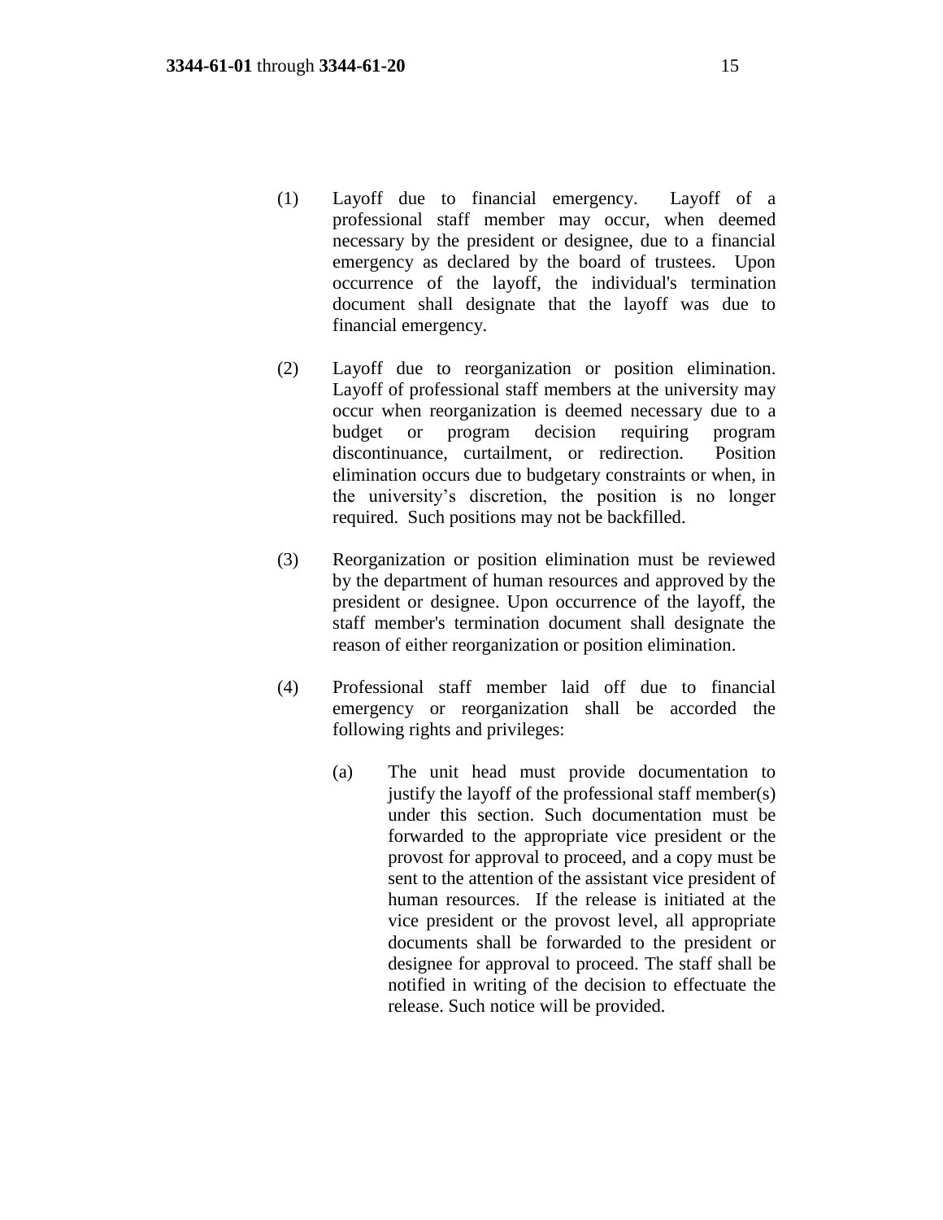(1) Layoff due to financial emergency. Layoff of a professional staff member may occur, when deemed necessary by the president or designee, due to a financial emergency as declared by the board of trustees. Upon occurrence of the layoff, the individual's termination document shall designate that the layoff was due to financial emergency.

(2) Layoff due to reorganization or position elimination. Layoff of professional staff members at the university may occur when reorganization is deemed necessary due to a budget or program decision requiring program discontinuance, curtailment, or redirection. Position elimination occurs due to budgetary constraints or when, in the university's discretion, the position is no longer required. Such positions may not be backfilled.

(3) Reorganization or position elimination must be reviewed by the department of human resources and approved by the president or designee. Upon occurrence of the layoff, the staff member's termination document shall designate the reason of either reorganization or position elimination.

(4) Professional staff member laid off due to financial emergency or reorganization shall be accorded the following rights and privileges:

(a) The unit head must provide documentation to justify the layoff of the professional staff member(s) under this section. Such documentation must be forwarded to the appropriate vice president or the provost for approval to proceed, and a copy must be sent to the attention of the assistant vice president of human resources. If the release is initiated at the vice president or the provost level, all appropriate documents shall be forwarded to the president or designee for approval to proceed. The staff shall be notified in writing of the decision to effectuate the release. Such notice will be provided.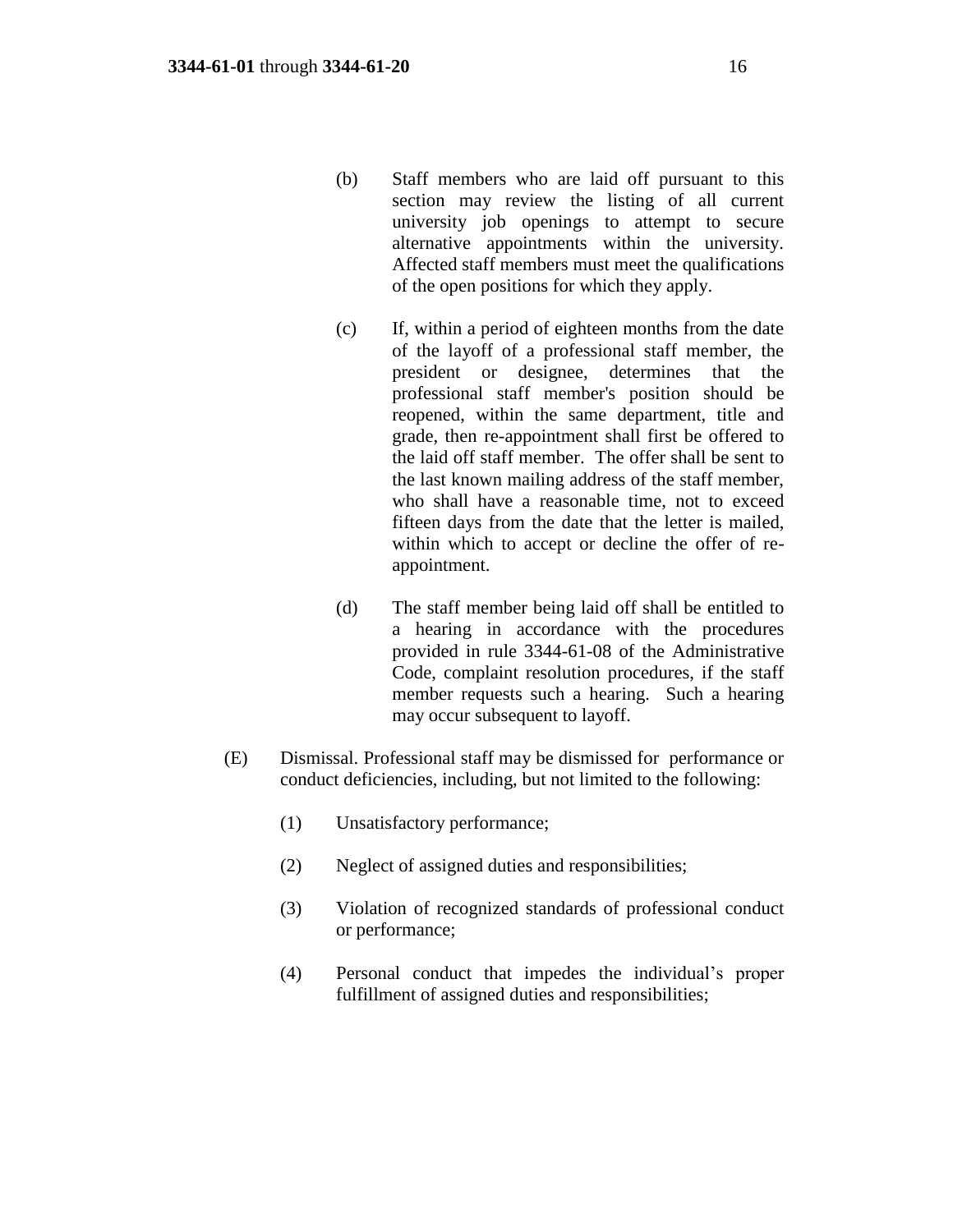(b) Staff members who are laid off pursuant to this section may review the listing of all current university job openings to attempt to secure alternative appointments within the university. Affected staff members must meet the qualifications of the open positions for which they apply.

(c) If, within a period of eighteen months from the date of the layoff of a professional staff member, the president or designee, determines that the professional staff member's position should be reopened, within the same department, title and grade, then re-appointment shall first be offered to the laid off staff member. The offer shall be sent to the last known mailing address of the staff member, who shall have a reasonable time, not to exceed fifteen days from the date that the letter is mailed, within which to accept or decline the offer of re-appointment.

(d) The staff member being laid off shall be entitled to a hearing in accordance with the procedures provided in rule 3344-61-08 of the Administrative Code, complaint resolution procedures, if the staff member requests such a hearing. Such a hearing may occur subsequent to layoff.

(E) Dismissal. Professional staff may be dismissed for performance or conduct deficiencies, including, but not limited to the following:

(1) Unsatisfactory performance;

(2) Neglect of assigned duties and responsibilities;

(3) Violation of recognized standards of professional conduct or performance;

(4) Personal conduct that impedes the individual's proper fulfillment of assigned duties and responsibilities;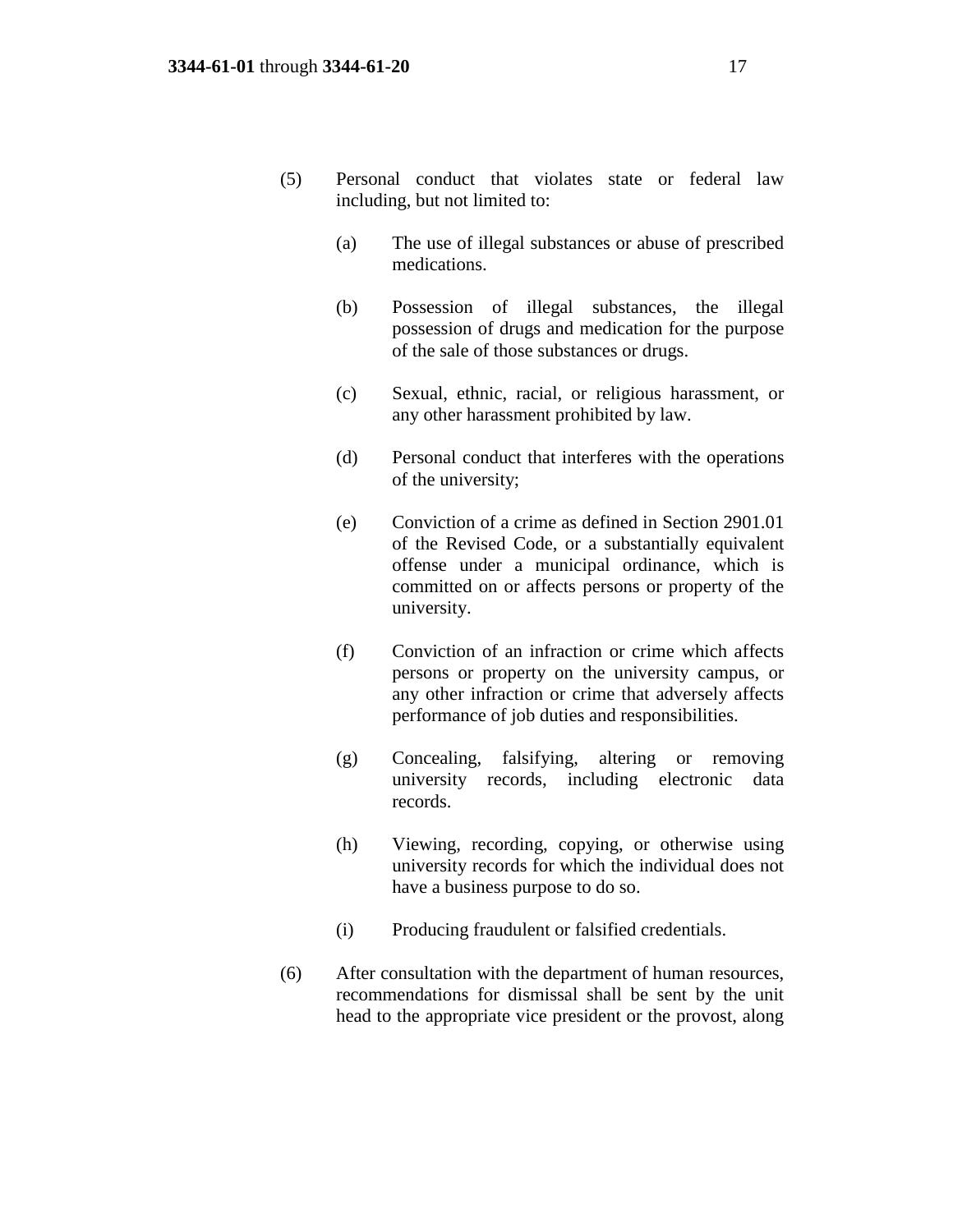(5) Personal conduct that violates state or federal law including, but not limited to:

  (a) The use of illegal substances or abuse of prescribed medications.

  (b) Possession of illegal substances, the illegal possession of drugs and medication for the purpose of the sale of those substances or drugs.

  (c) Sexual, ethnic, racial, or religious harassment, or any other harassment prohibited by law.

  (d) Personal conduct that interferes with the operations of the university;

  (e) Conviction of a crime as defined in Section 2901.01 of the Revised Code, or a substantially equivalent offense under a municipal ordinance, which is committed on or affects persons or property of the university.

  (f) Conviction of an infraction or crime which affects persons or property on the university campus, or any other infraction or crime that adversely affects performance of job duties and responsibilities.

  (g) Concealing, falsifying, altering or removing university records, including electronic data records.

  (h) Viewing, recording, copying, or otherwise using university records for which the individual does not have a business purpose to do so.

  (i) Producing fraudulent or falsified credentials.

(6) After consultation with the department of human resources, recommendations for dismissal shall be sent by the unit head to the appropriate vice president or the provost, along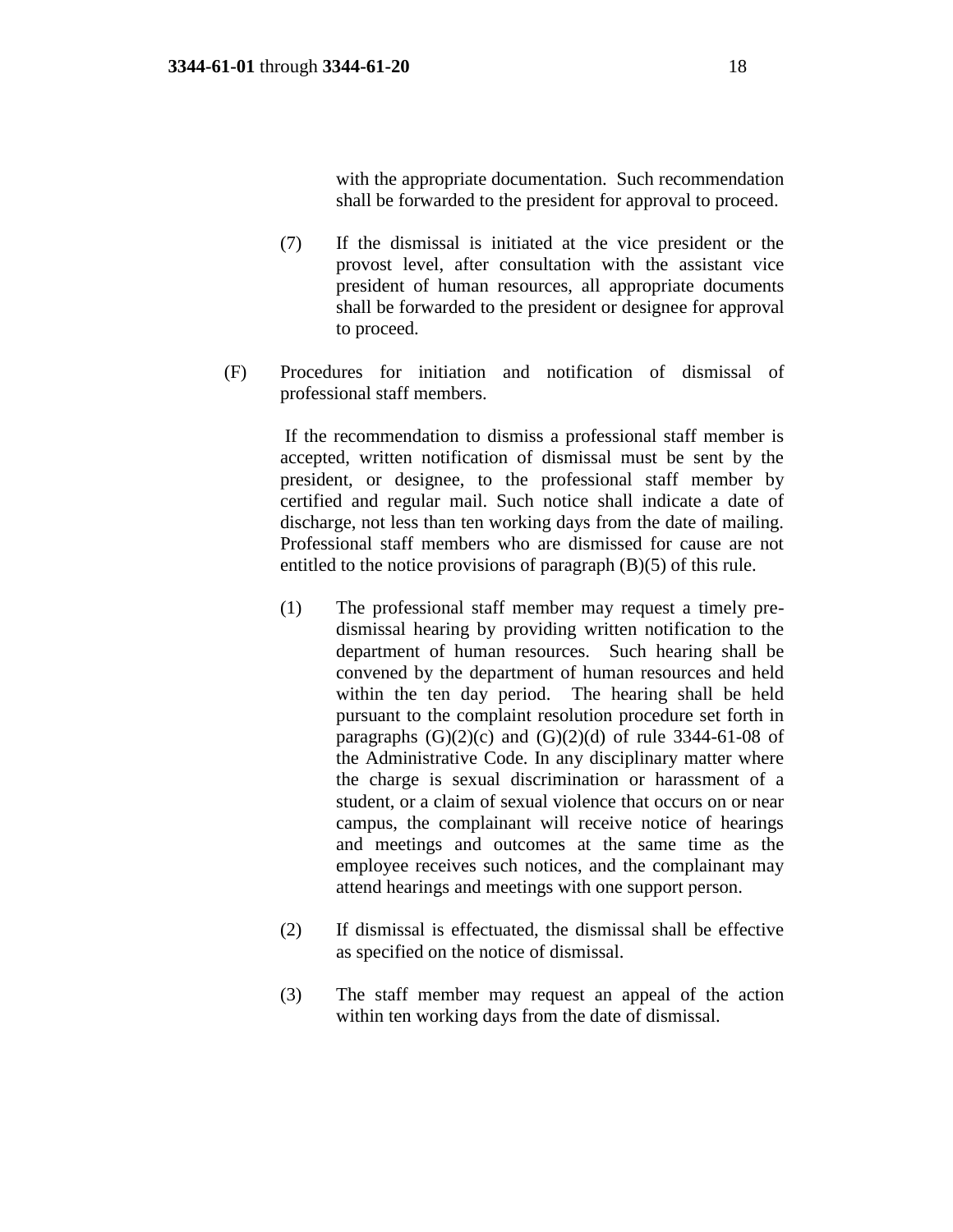with the appropriate documentation. Such recommendation shall be forwarded to the president for approval to proceed.

(7) If the dismissal is initiated at the vice president or the provost level, after consultation with the assistant vice president of human resources, all appropriate documents shall be forwarded to the president or designee for approval to proceed.

(F) Procedures for initiation and notification of dismissal of professional staff members.

If the recommendation to dismiss a professional staff member is accepted, written notification of dismissal must be sent by the president, or designee, to the professional staff member by certified and regular mail. Such notice shall indicate a date of discharge, not less than ten working days from the date of mailing. Professional staff members who are dismissed for cause are not entitled to the notice provisions of paragraph (B)(5) of this rule.

(1) The professional staff member may request a timely pre-dismissal hearing by providing written notification to the department of human resources. Such hearing shall be convened by the department of human resources and held within the ten day period. The hearing shall be held pursuant to the complaint resolution procedure set forth in paragraphs (G)(2)(c) and (G)(2)(d) of rule 3344-61-08 of the Administrative Code. In any disciplinary matter where the charge is sexual discrimination or harassment of a student, or a claim of sexual violence that occurs on or near campus, the complainant will receive notice of hearings and meetings and outcomes at the same time as the employee receives such notices, and the complainant may attend hearings and meetings with one support person.

(2) If dismissal is effectuated, the dismissal shall be effective as specified on the notice of dismissal.

(3) The staff member may request an appeal of the action within ten working days from the date of dismissal.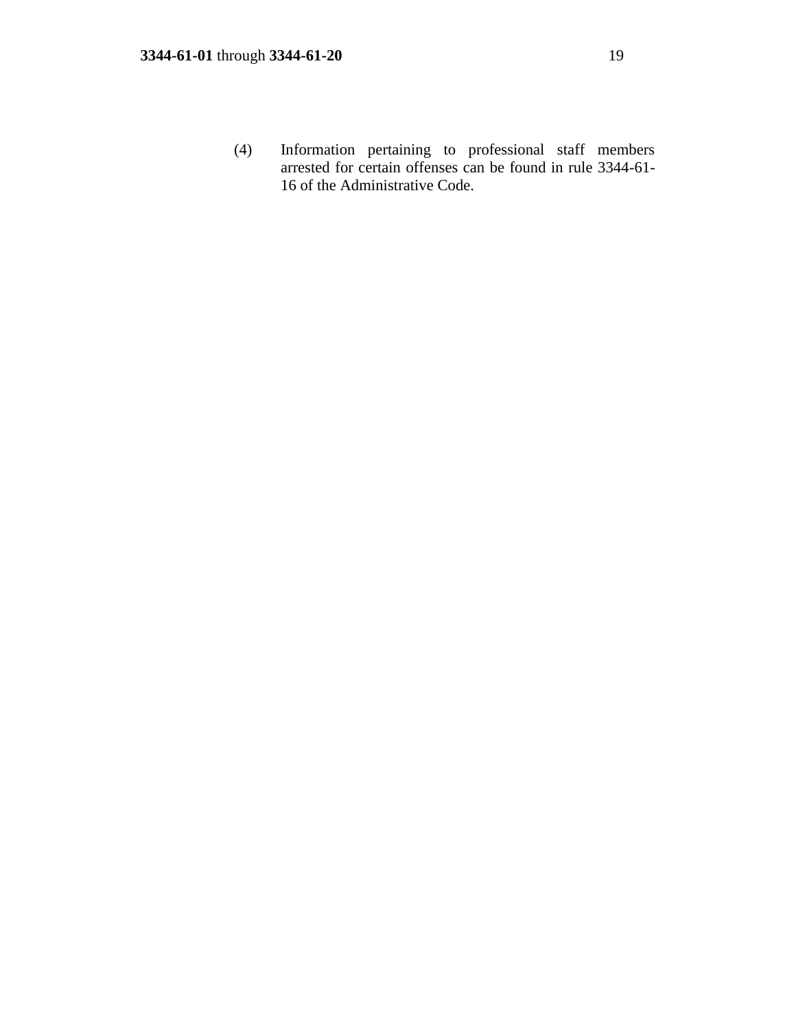(4) Information pertaining to professional staff members arrested for certain offenses can be found in rule 3344-61-16 of the Administrative Code.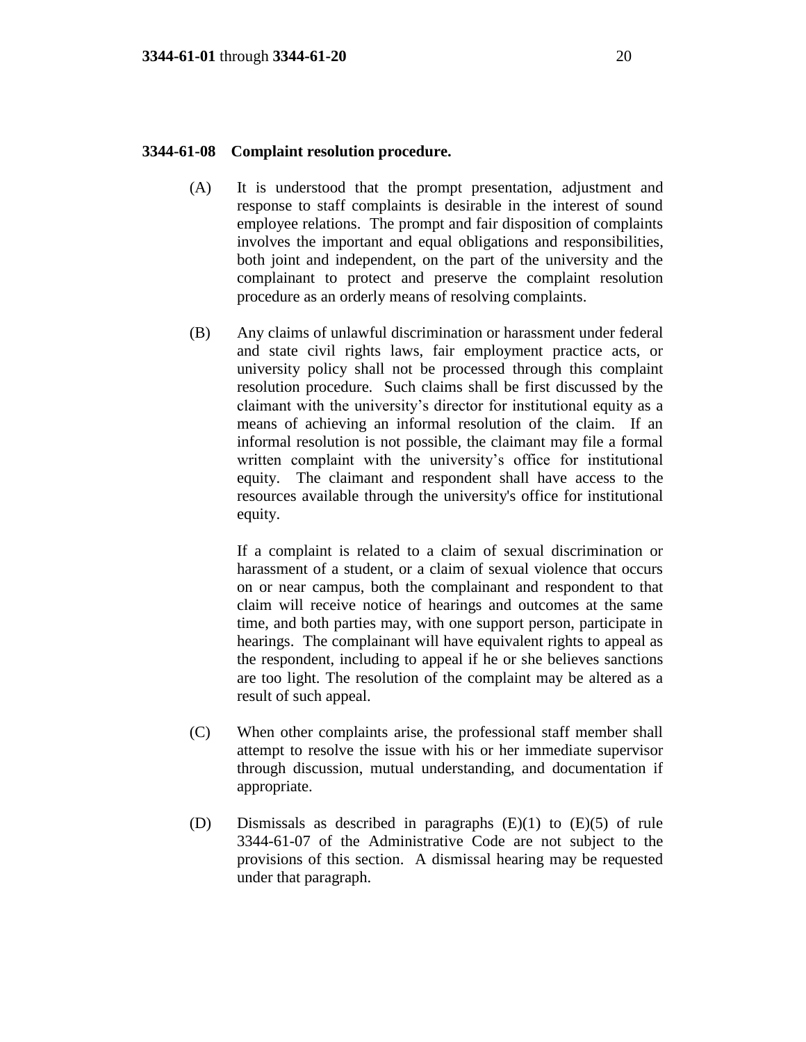### 3344-61-08 Complaint resolution procedure.

(A) It is understood that the prompt presentation, adjustment and response to staff complaints is desirable in the interest of sound employee relations. The prompt and fair disposition of complaints involves the important and equal obligations and responsibilities, both joint and independent, on the part of the university and the complainant to protect and preserve the complaint resolution procedure as an orderly means of resolving complaints.

(B) Any claims of unlawful discrimination or harassment under federal and state civil rights laws, fair employment practice acts, or university policy shall not be processed through this complaint resolution procedure. Such claims shall be first discussed by the claimant with the university's director for institutional equity as a means of achieving an informal resolution of the claim. If an informal resolution is not possible, the claimant may file a formal written complaint with the university's office for institutional equity. The claimant and respondent shall have access to the resources available through the university's office for institutional equity.

If a complaint is related to a claim of sexual discrimination or harassment of a student, or a claim of sexual violence that occurs on or near campus, both the complainant and respondent to that claim will receive notice of hearings and outcomes at the same time, and both parties may, with one support person, participate in hearings. The complainant will have equivalent rights to appeal as the respondent, including to appeal if he or she believes sanctions are too light. The resolution of the complaint may be altered as a result of such appeal.

(C) When other complaints arise, the professional staff member shall attempt to resolve the issue with his or her immediate supervisor through discussion, mutual understanding, and documentation if appropriate.

(D) Dismissals as described in paragraphs (E)(1) to (E)(5) of rule 3344-61-07 of the Administrative Code are not subject to the provisions of this section. A dismissal hearing may be requested under that paragraph.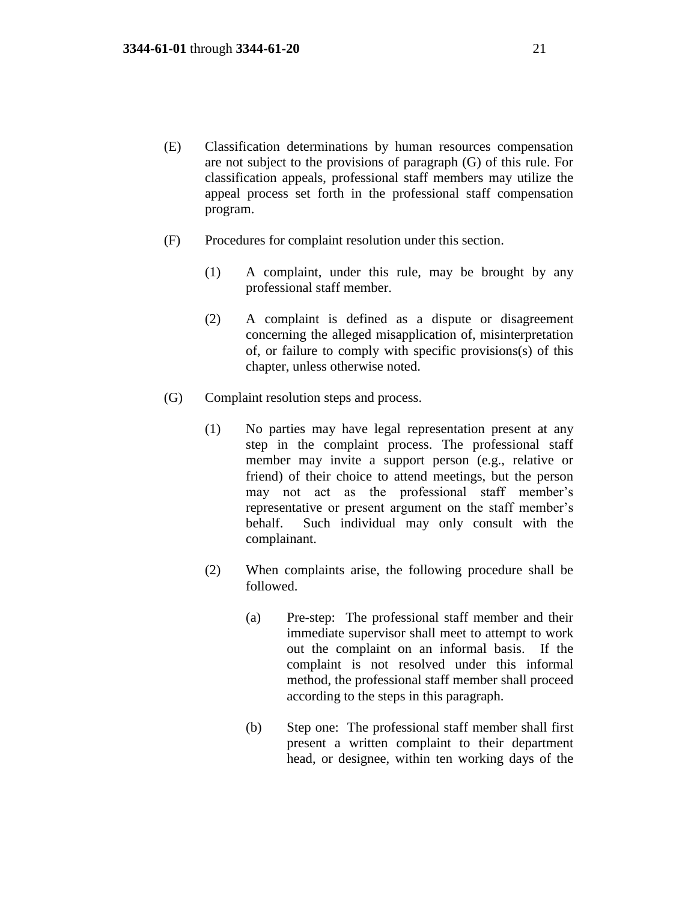(E) Classification determinations by human resources compensation are not subject to the provisions of paragraph (G) of this rule. For classification appeals, professional staff members may utilize the appeal process set forth in the professional staff compensation program.

(F) Procedures for complaint resolution under this section.

  (1) A complaint, under this rule, may be brought by any professional staff member.

  (2) A complaint is defined as a dispute or disagreement concerning the alleged misapplication of, misinterpretation of, or failure to comply with specific provisions(s) of this chapter, unless otherwise noted.

(G) Complaint resolution steps and process.

  (1) No parties may have legal representation present at any step in the complaint process. The professional staff member may invite a support person (e.g., relative or friend) of their choice to attend meetings, but the person may not act as the professional staff member's representative or present argument on the staff member's behalf. Such individual may only consult with the complainant.

  (2) When complaints arise, the following procedure shall be followed.

    (a) Pre-step: The professional staff member and their immediate supervisor shall meet to attempt to work out the complaint on an informal basis. If the complaint is not resolved under this informal method, the professional staff member shall proceed according to the steps in this paragraph.

    (b) Step one: The professional staff member shall first present a written complaint to their department head, or designee, within ten working days of the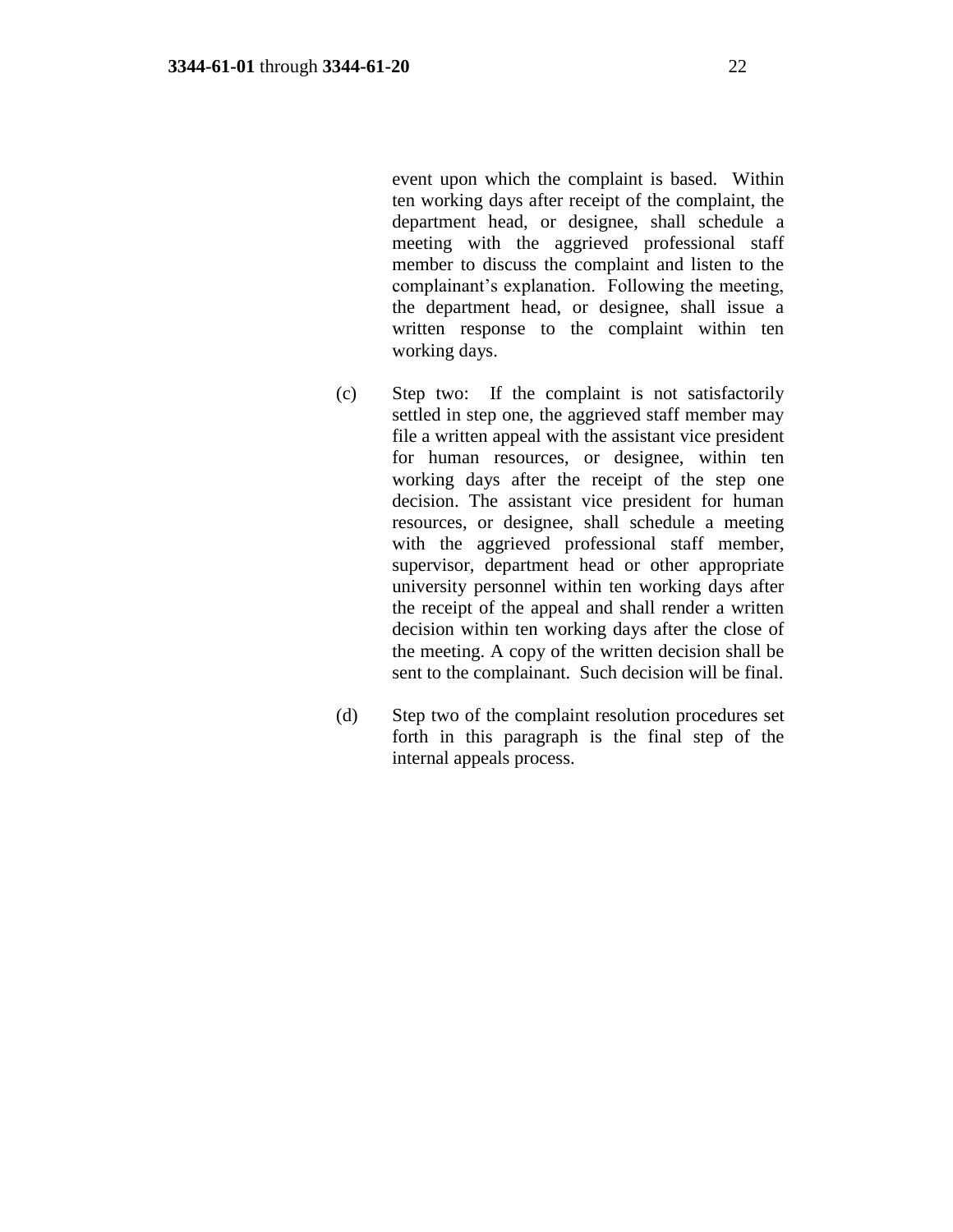event upon which the complaint is based. Within ten working days after receipt of the complaint, the department head, or designee, shall schedule a meeting with the aggrieved professional staff member to discuss the complaint and listen to the complainant's explanation. Following the meeting, the department head, or designee, shall issue a written response to the complaint within ten working days.

(c) Step two: If the complaint is not satisfactorily settled in step one, the aggrieved staff member may file a written appeal with the assistant vice president for human resources, or designee, within ten working days after the receipt of the step one decision. The assistant vice president for human resources, or designee, shall schedule a meeting with the aggrieved professional staff member, supervisor, department head or other appropriate university personnel within ten working days after the receipt of the appeal and shall render a written decision within ten working days after the close of the meeting. A copy of the written decision shall be sent to the complainant. Such decision will be final.

(d) Step two of the complaint resolution procedures set forth in this paragraph is the final step of the internal appeals process.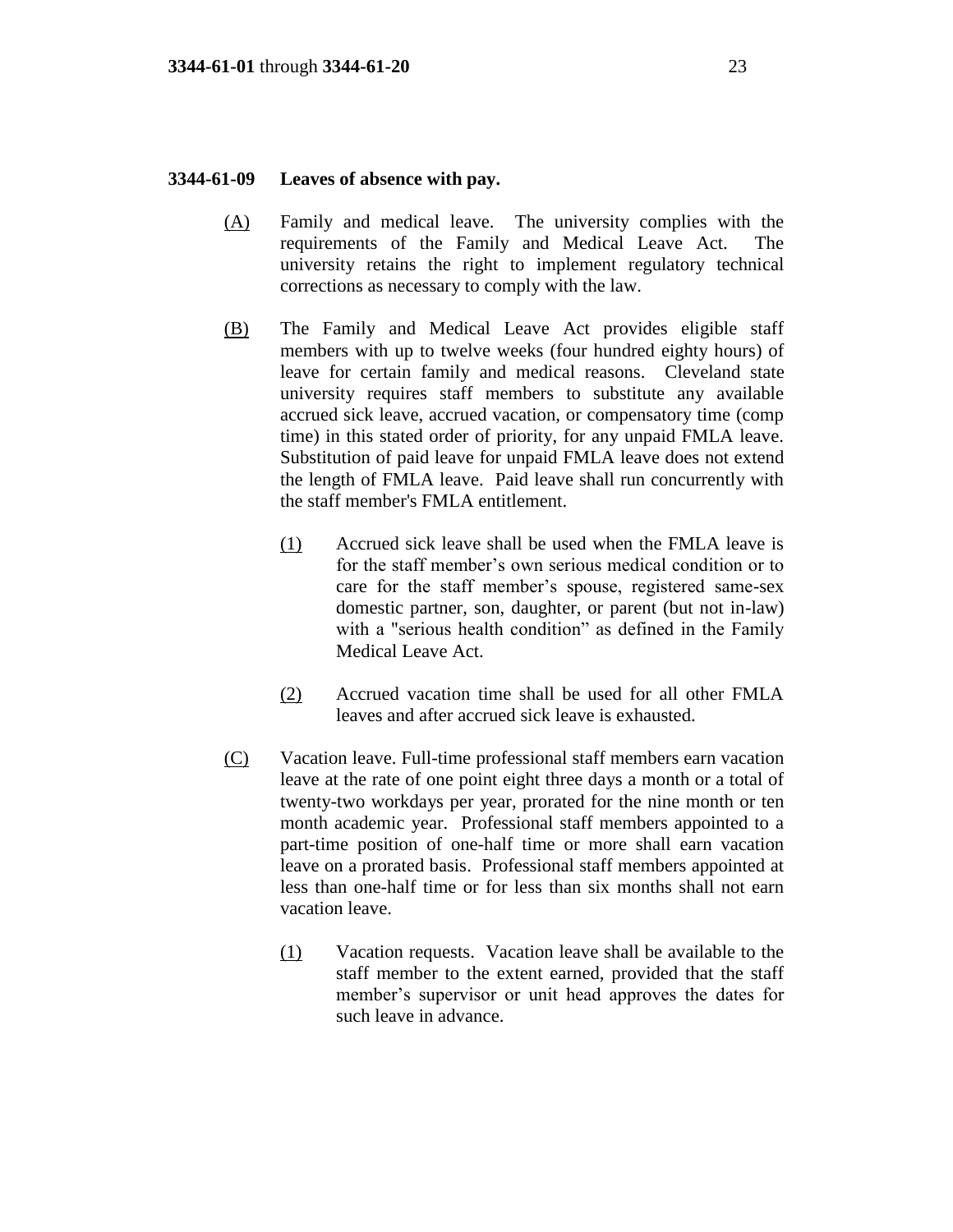### 3344-61-09 Leaves of absence with pay.

(A) Family and medical leave. The university complies with the requirements of the Family and Medical Leave Act. The university retains the right to implement regulatory technical corrections as necessary to comply with the law.

(B) The Family and Medical Leave Act provides eligible staff members with up to twelve weeks (four hundred eighty hours) of leave for certain family and medical reasons. Cleveland state university requires staff members to substitute any available accrued sick leave, accrued vacation, or compensatory time (comp time) in this stated order of priority, for any unpaid FMLA leave. Substitution of paid leave for unpaid FMLA leave does not extend the length of FMLA leave. Paid leave shall run concurrently with the staff member's FMLA entitlement.

(1) Accrued sick leave shall be used when the FMLA leave is for the staff member's own serious medical condition or to care for the staff member's spouse, registered same-sex domestic partner, son, daughter, or parent (but not in-law) with a "serious health condition" as defined in the Family Medical Leave Act.

(2) Accrued vacation time shall be used for all other FMLA leaves and after accrued sick leave is exhausted.

(C) Vacation leave. Full-time professional staff members earn vacation leave at the rate of one point eight three days a month or a total of twenty-two workdays per year, prorated for the nine month or ten month academic year. Professional staff members appointed to a part-time position of one-half time or more shall earn vacation leave on a prorated basis. Professional staff members appointed at less than one-half time or for less than six months shall not earn vacation leave.

(1) Vacation requests. Vacation leave shall be available to the staff member to the extent earned, provided that the staff member's supervisor or unit head approves the dates for such leave in advance.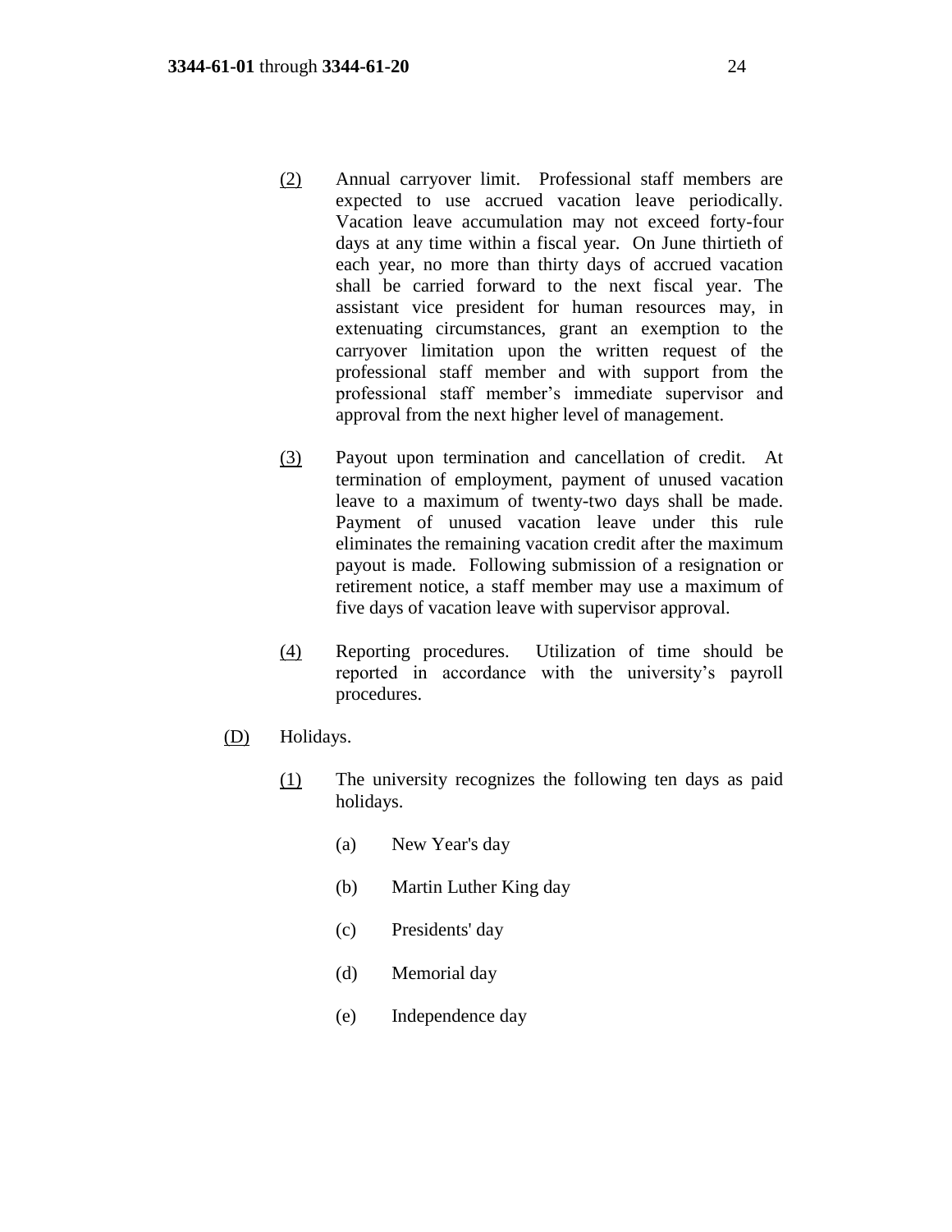(2) Annual carryover limit. Professional staff members are expected to use accrued vacation leave periodically. Vacation leave accumulation may not exceed forty-four days at any time within a fiscal year. On June thirtieth of each year, no more than thirty days of accrued vacation shall be carried forward to the next fiscal year. The assistant vice president for human resources may, in extenuating circumstances, grant an exemption to the carryover limitation upon the written request of the professional staff member and with support from the professional staff member's immediate supervisor and approval from the next higher level of management.

(3) Payout upon termination and cancellation of credit. At termination of employment, payment of unused vacation leave to a maximum of twenty-two days shall be made. Payment of unused vacation leave under this rule eliminates the remaining vacation credit after the maximum payout is made. Following submission of a resignation or retirement notice, a staff member may use a maximum of five days of vacation leave with supervisor approval.

(4) Reporting procedures. Utilization of time should be reported in accordance with the university's payroll procedures.

(D) Holidays.

(1) The university recognizes the following ten days as paid holidays.

(a) New Year's day

(b) Martin Luther King day

(c) Presidents' day

(d) Memorial day

(e) Independence day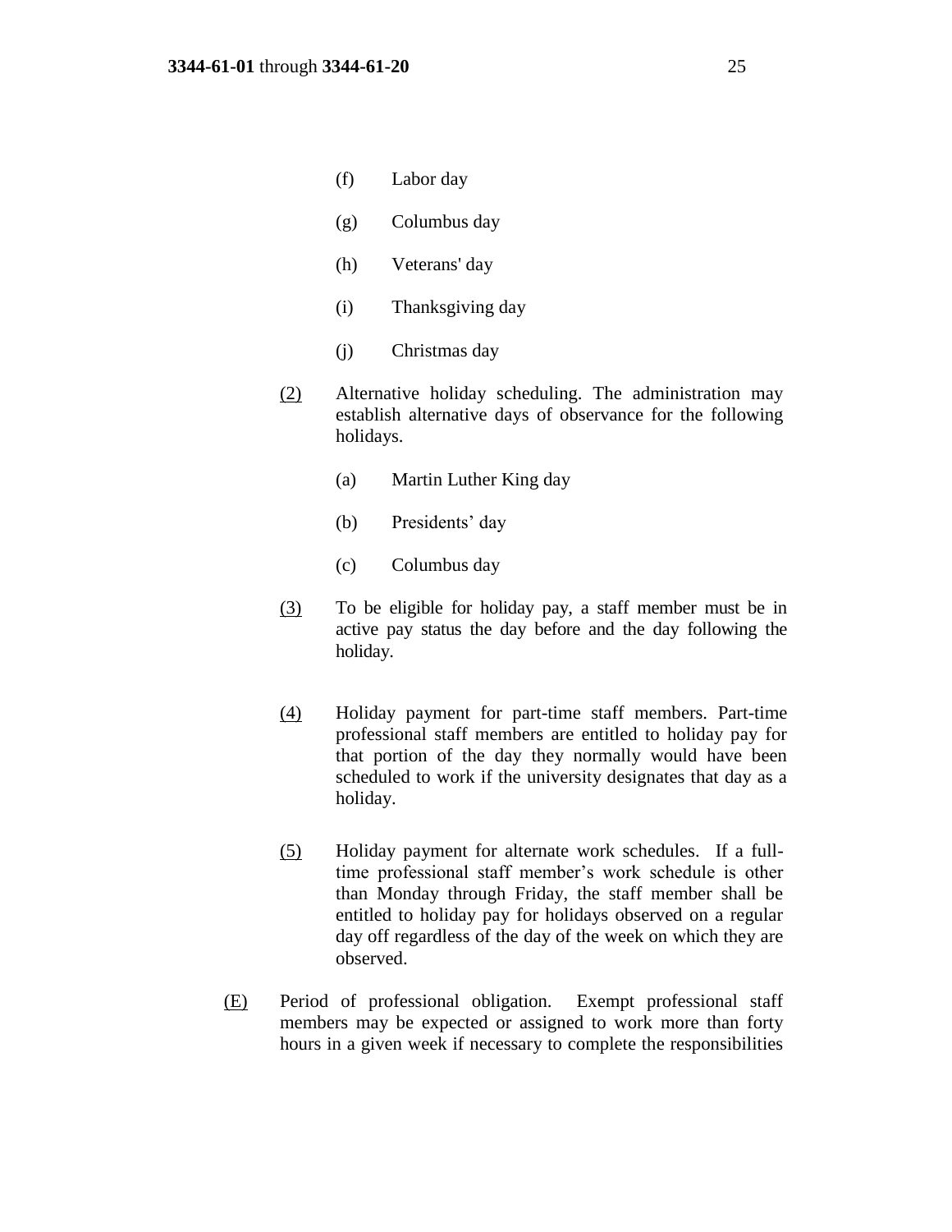(f) Labor day

(g) Columbus day

(h) Veterans' day

(i) Thanksgiving day

(j) Christmas day

(2) Alternative holiday scheduling. The administration may establish alternative days of observance for the following holidays.

(a) Martin Luther King day

(b) Presidents' day

(c) Columbus day

(3) To be eligible for holiday pay, a staff member must be in active pay status the day before and the day following the holiday.

(4) Holiday payment for part-time staff members. Part-time professional staff members are entitled to holiday pay for that portion of the day they normally would have been scheduled to work if the university designates that day as a holiday.

(5) Holiday payment for alternate work schedules. If a full-time professional staff member's work schedule is other than Monday through Friday, the staff member shall be entitled to holiday pay for holidays observed on a regular day off regardless of the day of the week on which they are observed.

(E) Period of professional obligation. Exempt professional staff members may be expected or assigned to work more than forty hours in a given week if necessary to complete the responsibilities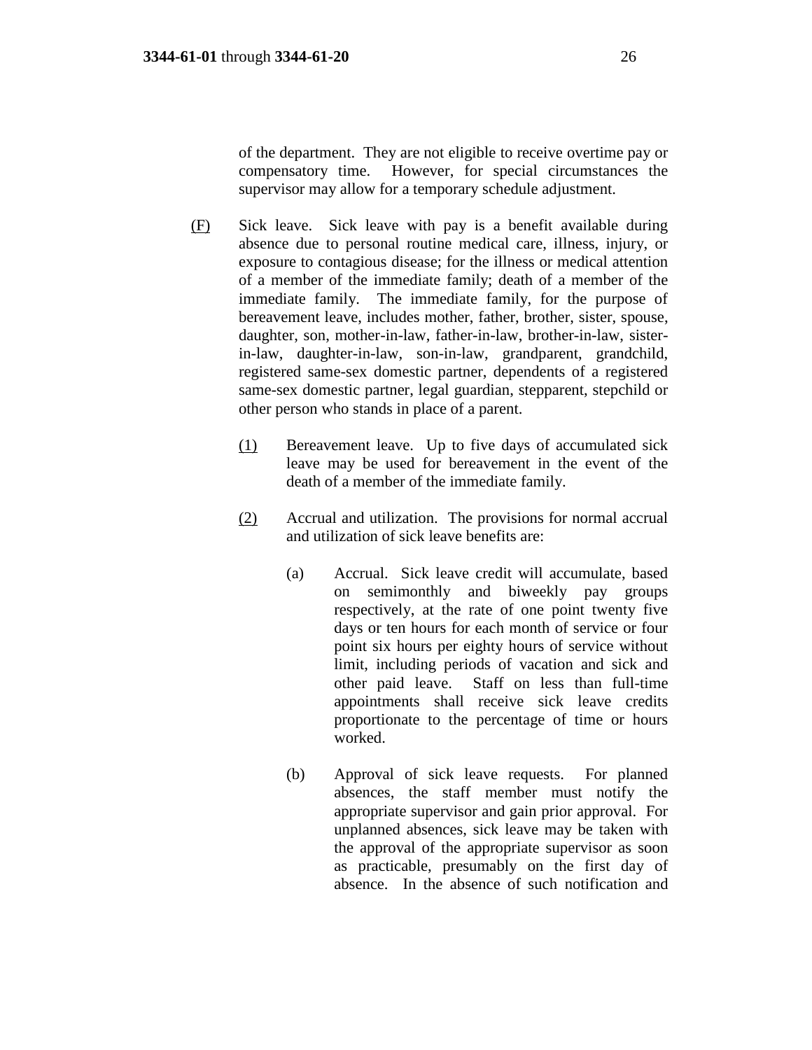of the department. They are not eligible to receive overtime pay or compensatory time. However, for special circumstances the supervisor may allow for a temporary schedule adjustment.

(F) Sick leave. Sick leave with pay is a benefit available during absence due to personal routine medical care, illness, injury, or exposure to contagious disease; for the illness or medical attention of a member of the immediate family; death of a member of the immediate family. The immediate family, for the purpose of bereavement leave, includes mother, father, brother, sister, spouse, daughter, son, mother-in-law, father-in-law, brother-in-law, sister-in-law, daughter-in-law, son-in-law, grandparent, grandchild, registered same-sex domestic partner, dependents of a registered same-sex domestic partner, legal guardian, stepparent, stepchild or other person who stands in place of a parent.

(1) Bereavement leave. Up to five days of accumulated sick leave may be used for bereavement in the event of the death of a member of the immediate family.

(2) Accrual and utilization. The provisions for normal accrual and utilization of sick leave benefits are:

(a) Accrual. Sick leave credit will accumulate, based on semimonthly and biweekly pay groups respectively, at the rate of one point twenty five days or ten hours for each month of service or four point six hours per eighty hours of service without limit, including periods of vacation and sick and other paid leave. Staff on less than full-time appointments shall receive sick leave credits proportionate to the percentage of time or hours worked.

(b) Approval of sick leave requests. For planned absences, the staff member must notify the appropriate supervisor and gain prior approval. For unplanned absences, sick leave may be taken with the approval of the appropriate supervisor as soon as practicable, presumably on the first day of absence. In the absence of such notification and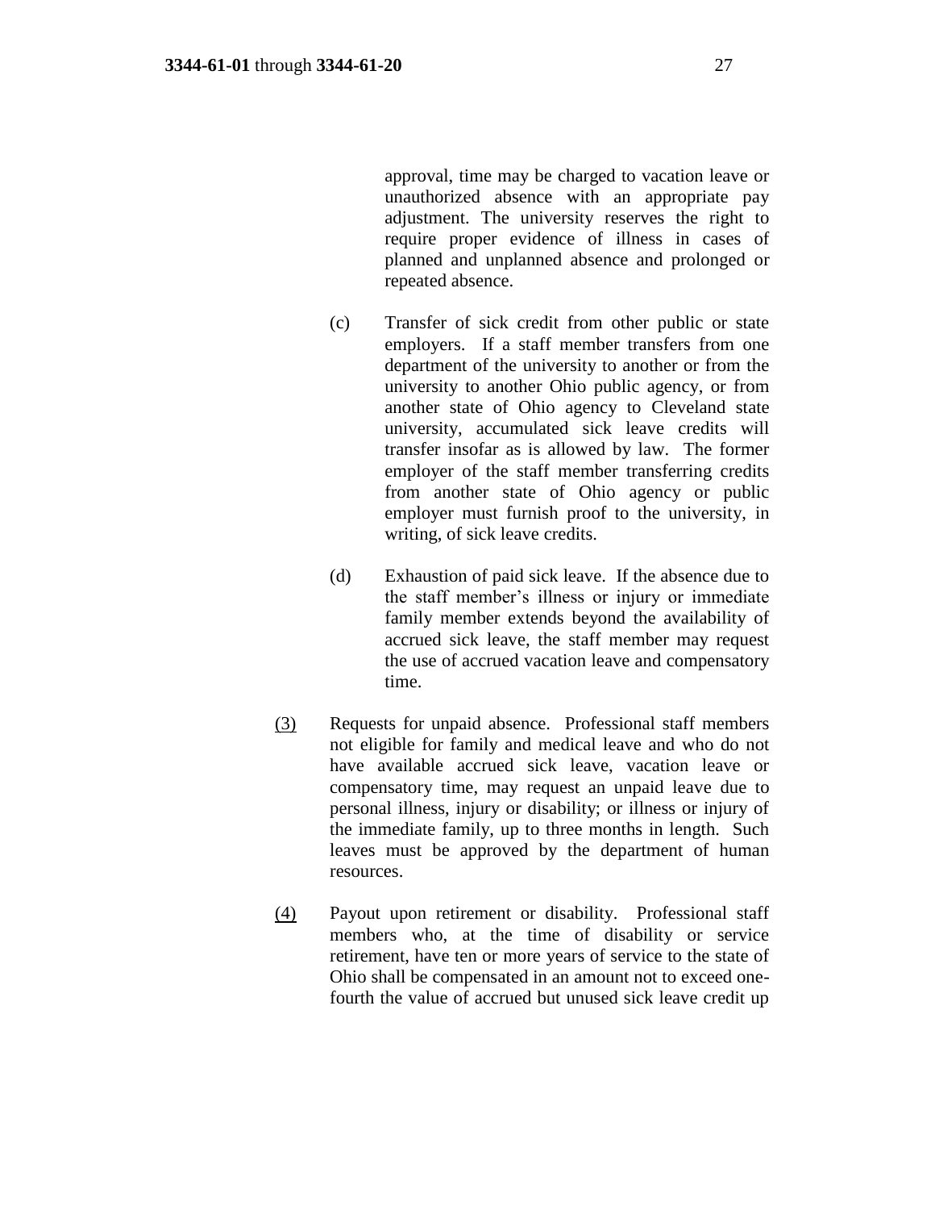approval, time may be charged to vacation leave or unauthorized absence with an appropriate pay adjustment. The university reserves the right to require proper evidence of illness in cases of planned and unplanned absence and prolonged or repeated absence.

(c) Transfer of sick credit from other public or state employers. If a staff member transfers from one department of the university to another or from the university to another Ohio public agency, or from another state of Ohio agency to Cleveland state university, accumulated sick leave credits will transfer insofar as is allowed by law. The former employer of the staff member transferring credits from another state of Ohio agency or public employer must furnish proof to the university, in writing, of sick leave credits.

(d) Exhaustion of paid sick leave. If the absence due to the staff member's illness or injury or immediate family member extends beyond the availability of accrued sick leave, the staff member may request the use of accrued vacation leave and compensatory time.

(3) Requests for unpaid absence. Professional staff members not eligible for family and medical leave and who do not have available accrued sick leave, vacation leave or compensatory time, may request an unpaid leave due to personal illness, injury or disability; or illness or injury of the immediate family, up to three months in length. Such leaves must be approved by the department of human resources.

(4) Payout upon retirement or disability. Professional staff members who, at the time of disability or service retirement, have ten or more years of service to the state of Ohio shall be compensated in an amount not to exceed one-fourth the value of accrued but unused sick leave credit up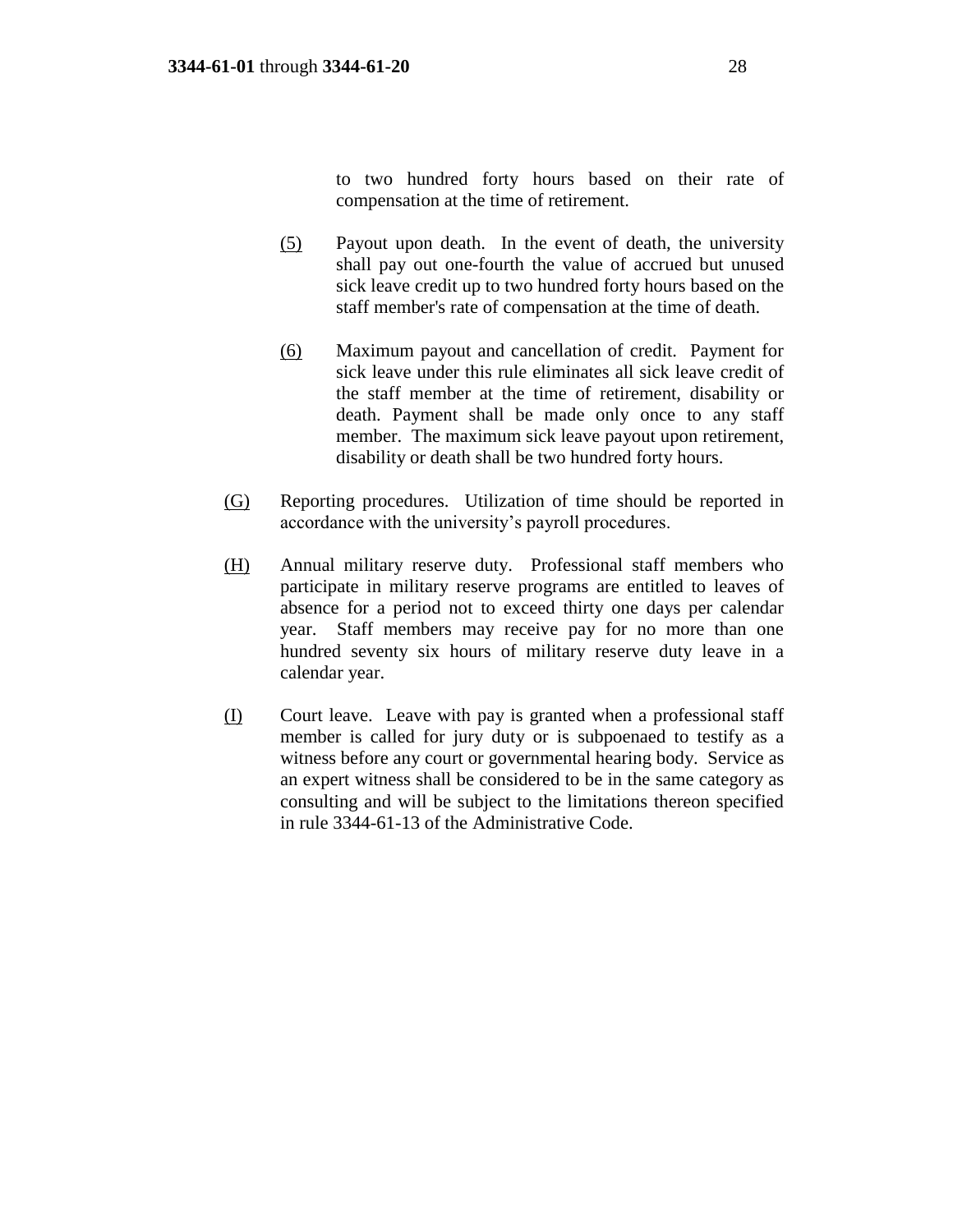to two hundred forty hours based on their rate of compensation at the time of retirement.

(5) Payout upon death. In the event of death, the university shall pay out one-fourth the value of accrued but unused sick leave credit up to two hundred forty hours based on the staff member's rate of compensation at the time of death.

(6) Maximum payout and cancellation of credit. Payment for sick leave under this rule eliminates all sick leave credit of the staff member at the time of retirement, disability or death. Payment shall be made only once to any staff member. The maximum sick leave payout upon retirement, disability or death shall be two hundred forty hours.

(G) Reporting procedures. Utilization of time should be reported in accordance with the university's payroll procedures.

(H) Annual military reserve duty. Professional staff members who participate in military reserve programs are entitled to leaves of absence for a period not to exceed thirty one days per calendar year. Staff members may receive pay for no more than one hundred seventy six hours of military reserve duty leave in a calendar year.

(I) Court leave. Leave with pay is granted when a professional staff member is called for jury duty or is subpoenaed to testify as a witness before any court or governmental hearing body. Service as an expert witness shall be considered to be in the same category as consulting and will be subject to the limitations thereon specified in rule 3344-61-13 of the Administrative Code.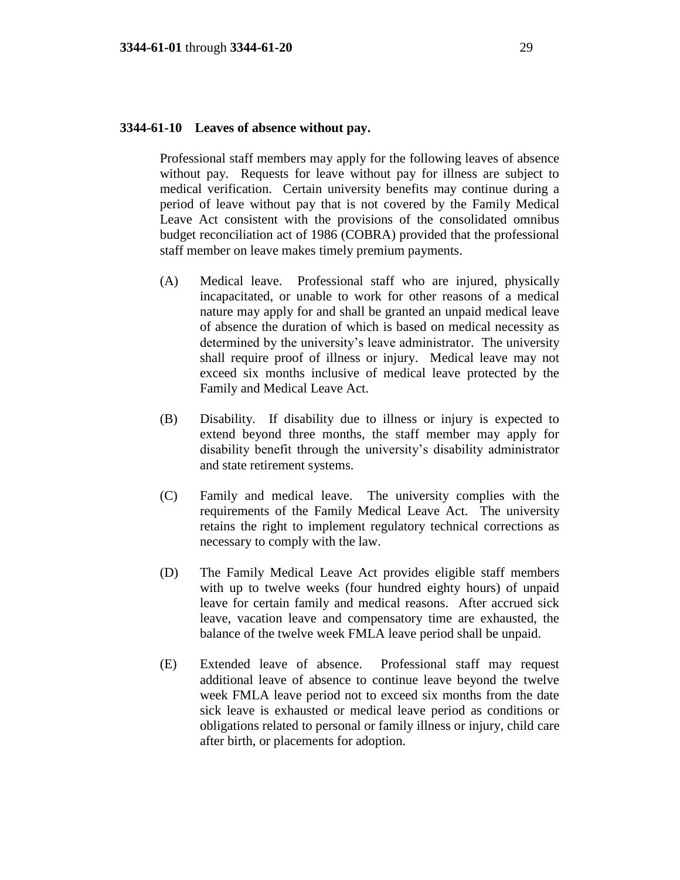### **3344-61-10 Leaves of absence without pay.**

Professional staff members may apply for the following leaves of absence without pay. Requests for leave without pay for illness are subject to medical verification. Certain university benefits may continue during a period of leave without pay that is not covered by the Family Medical Leave Act consistent with the provisions of the consolidated omnibus budget reconciliation act of 1986 (COBRA) provided that the professional staff member on leave makes timely premium payments.

(A) Medical leave. Professional staff who are injured, physically incapacitated, or unable to work for other reasons of a medical nature may apply for and shall be granted an unpaid medical leave of absence the duration of which is based on medical necessity as determined by the university's leave administrator. The university shall require proof of illness or injury. Medical leave may not exceed six months inclusive of medical leave protected by the Family and Medical Leave Act.

(B) Disability. If disability due to illness or injury is expected to extend beyond three months, the staff member may apply for disability benefit through the university's disability administrator and state retirement systems.

(C) Family and medical leave. The university complies with the requirements of the Family Medical Leave Act. The university retains the right to implement regulatory technical corrections as necessary to comply with the law.

(D) The Family Medical Leave Act provides eligible staff members with up to twelve weeks (four hundred eighty hours) of unpaid leave for certain family and medical reasons. After accrued sick leave, vacation leave and compensatory time are exhausted, the balance of the twelve week FMLA leave period shall be unpaid.

(E) Extended leave of absence. Professional staff may request additional leave of absence to continue leave beyond the twelve week FMLA leave period not to exceed six months from the date sick leave is exhausted or medical leave period as conditions or obligations related to personal or family illness or injury, child care after birth, or placements for adoption.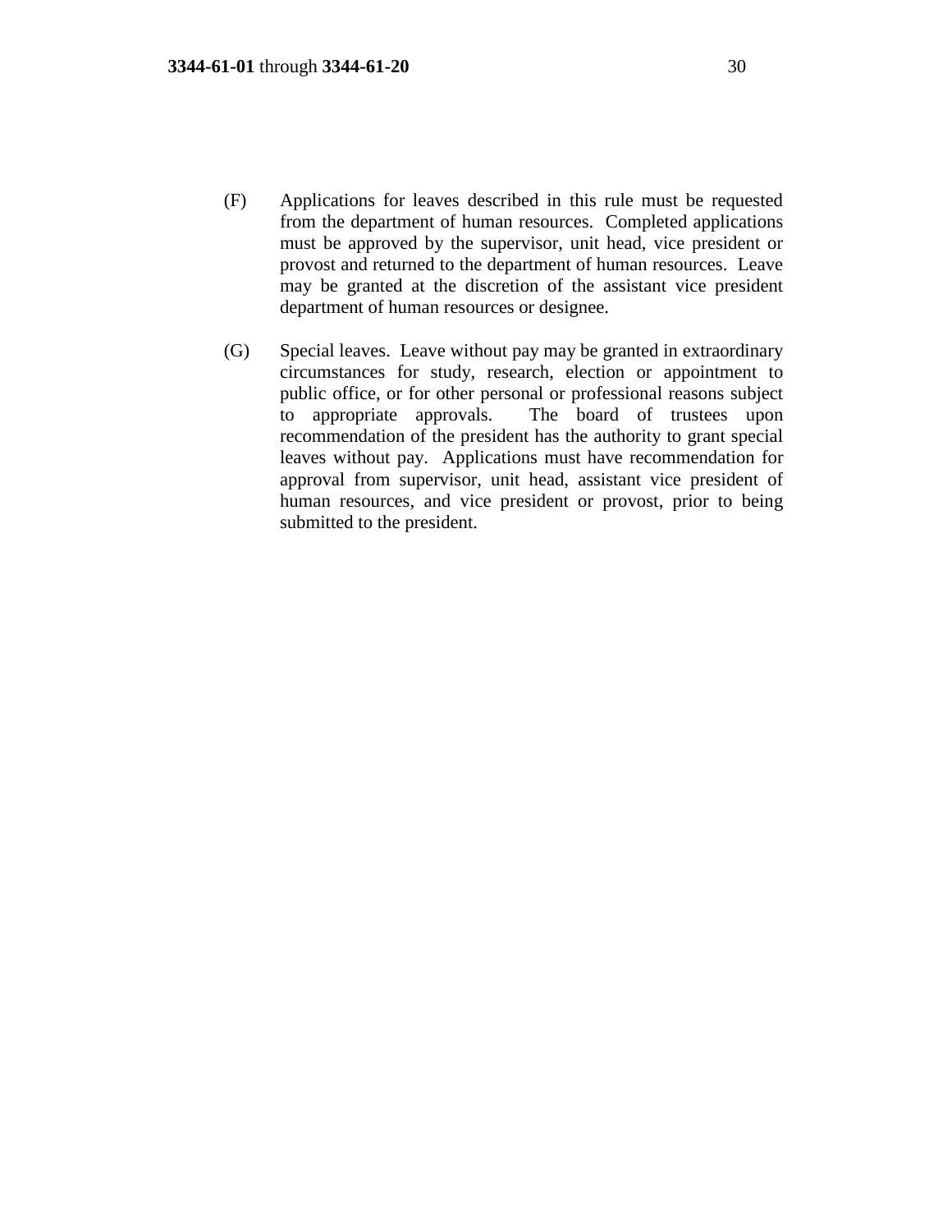(F) Applications for leaves described in this rule must be requested from the department of human resources. Completed applications must be approved by the supervisor, unit head, vice president or provost and returned to the department of human resources. Leave may be granted at the discretion of the assistant vice president department of human resources or designee.

(G) Special leaves. Leave without pay may be granted in extraordinary circumstances for study, research, election or appointment to public office, or for other personal or professional reasons subject to appropriate approvals. The board of trustees upon recommendation of the president has the authority to grant special leaves without pay. Applications must have recommendation for approval from supervisor, unit head, assistant vice president of human resources, and vice president or provost, prior to being submitted to the president.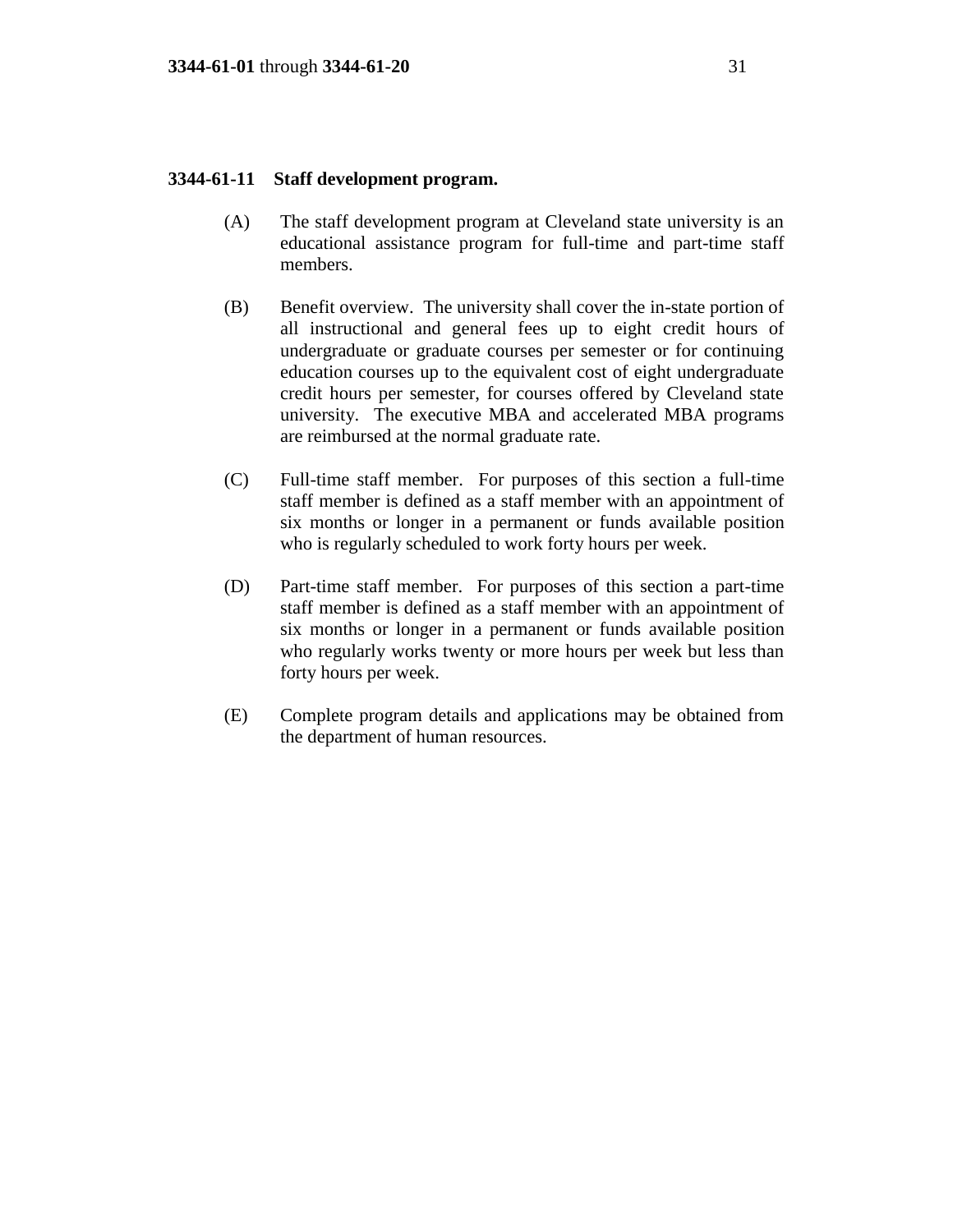### 3344-61-11 Staff development program.

(A) The staff development program at Cleveland state university is an educational assistance program for full-time and part-time staff members.

(B) Benefit overview. The university shall cover the in-state portion of all instructional and general fees up to eight credit hours of undergraduate or graduate courses per semester or for continuing education courses up to the equivalent cost of eight undergraduate credit hours per semester, for courses offered by Cleveland state university. The executive MBA and accelerated MBA programs are reimbursed at the normal graduate rate.

(C) Full-time staff member. For purposes of this section a full-time staff member is defined as a staff member with an appointment of six months or longer in a permanent or funds available position who is regularly scheduled to work forty hours per week.

(D) Part-time staff member. For purposes of this section a part-time staff member is defined as a staff member with an appointment of six months or longer in a permanent or funds available position who regularly works twenty or more hours per week but less than forty hours per week.

(E) Complete program details and applications may be obtained from the department of human resources.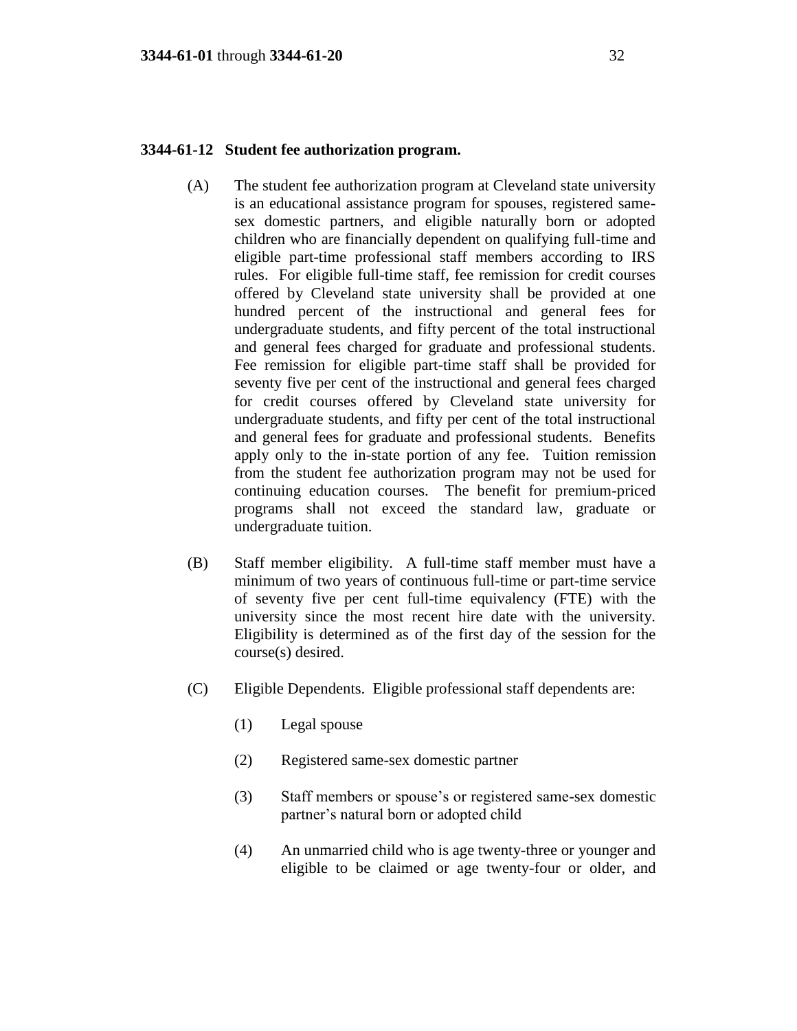## 3344-61-12 Student fee authorization program.

(A) The student fee authorization program at Cleveland state university is an educational assistance program for spouses, registered same-sex domestic partners, and eligible naturally born or adopted children who are financially dependent on qualifying full-time and eligible part-time professional staff members according to IRS rules. For eligible full-time staff, fee remission for credit courses offered by Cleveland state university shall be provided at one hundred percent of the instructional and general fees for undergraduate students, and fifty percent of the total instructional and general fees charged for graduate and professional students. Fee remission for eligible part-time staff shall be provided for seventy five per cent of the instructional and general fees charged for credit courses offered by Cleveland state university for undergraduate students, and fifty per cent of the total instructional and general fees for graduate and professional students. Benefits apply only to the in-state portion of any fee. Tuition remission from the student fee authorization program may not be used for continuing education courses. The benefit for premium-priced programs shall not exceed the standard law, graduate or undergraduate tuition.

(B) Staff member eligibility. A full-time staff member must have a minimum of two years of continuous full-time or part-time service of seventy five per cent full-time equivalency (FTE) with the university since the most recent hire date with the university. Eligibility is determined as of the first day of the session for the course(s) desired.

(C) Eligible Dependents. Eligible professional staff dependents are:

(1) Legal spouse

(2) Registered same-sex domestic partner

(3) Staff members or spouse's or registered same-sex domestic partner's natural born or adopted child

(4) An unmarried child who is age twenty-three or younger and eligible to be claimed or age twenty-four or older, and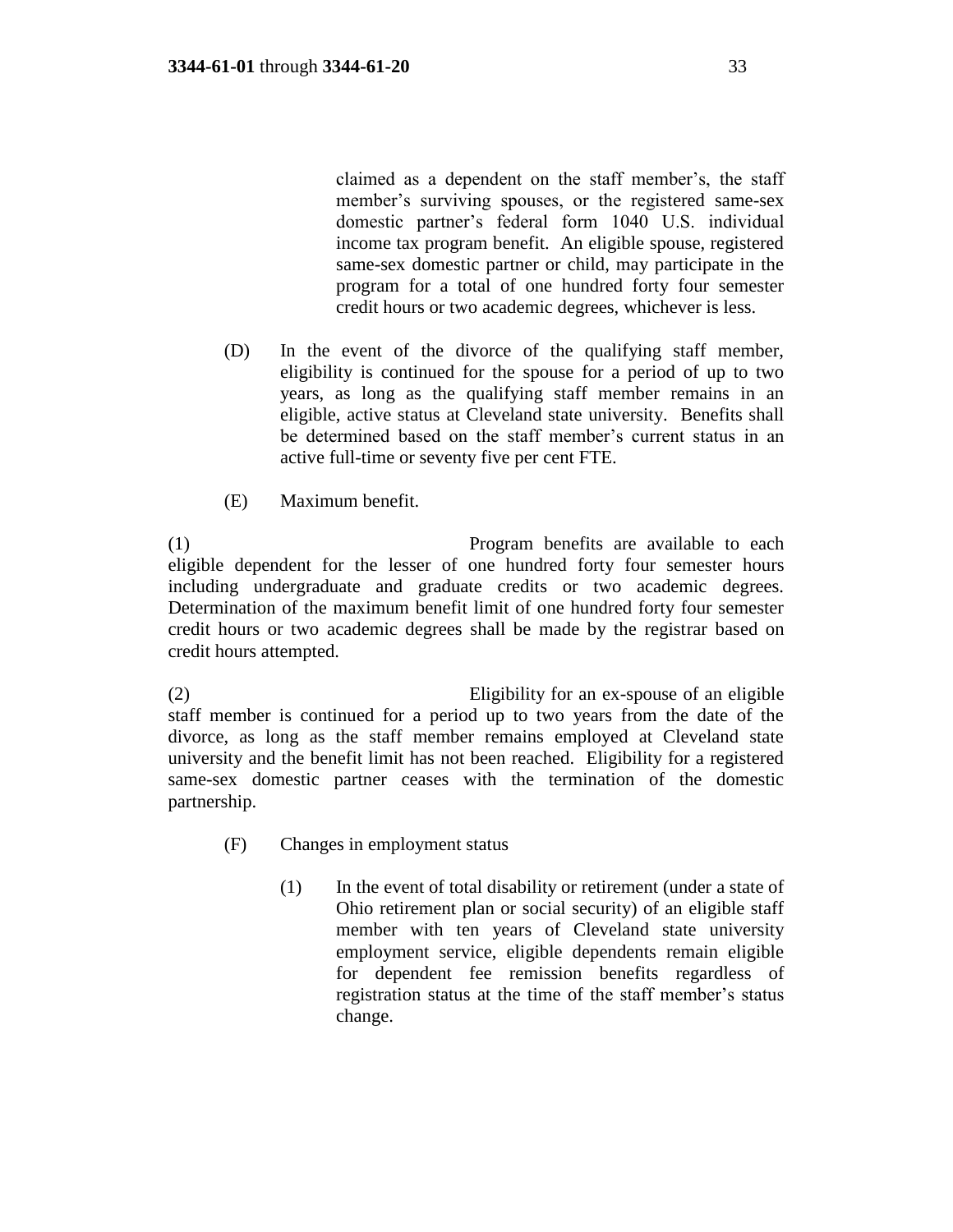claimed as a dependent on the staff member's, the staff member's surviving spouses, or the registered same-sex domestic partner's federal form 1040 U.S. individual income tax program benefit. An eligible spouse, registered same-sex domestic partner or child, may participate in the program for a total of one hundred forty four semester credit hours or two academic degrees, whichever is less.

(D) In the event of the divorce of the qualifying staff member, eligibility is continued for the spouse for a period of up to two years, as long as the qualifying staff member remains in an eligible, active status at Cleveland state university. Benefits shall be determined based on the staff member's current status in an active full-time or seventy five per cent FTE.

(E) Maximum benefit.

(1) Program benefits are available to each eligible dependent for the lesser of one hundred forty four semester hours including undergraduate and graduate credits or two academic degrees. Determination of the maximum benefit limit of one hundred forty four semester credit hours or two academic degrees shall be made by the registrar based on credit hours attempted.

(2) Eligibility for an ex-spouse of an eligible staff member is continued for a period up to two years from the date of the divorce, as long as the staff member remains employed at Cleveland state university and the benefit limit has not been reached. Eligibility for a registered same-sex domestic partner ceases with the termination of the domestic partnership.

(F) Changes in employment status

(1) In the event of total disability or retirement (under a state of Ohio retirement plan or social security) of an eligible staff member with ten years of Cleveland state university employment service, eligible dependents remain eligible for dependent fee remission benefits regardless of registration status at the time of the staff member's status change.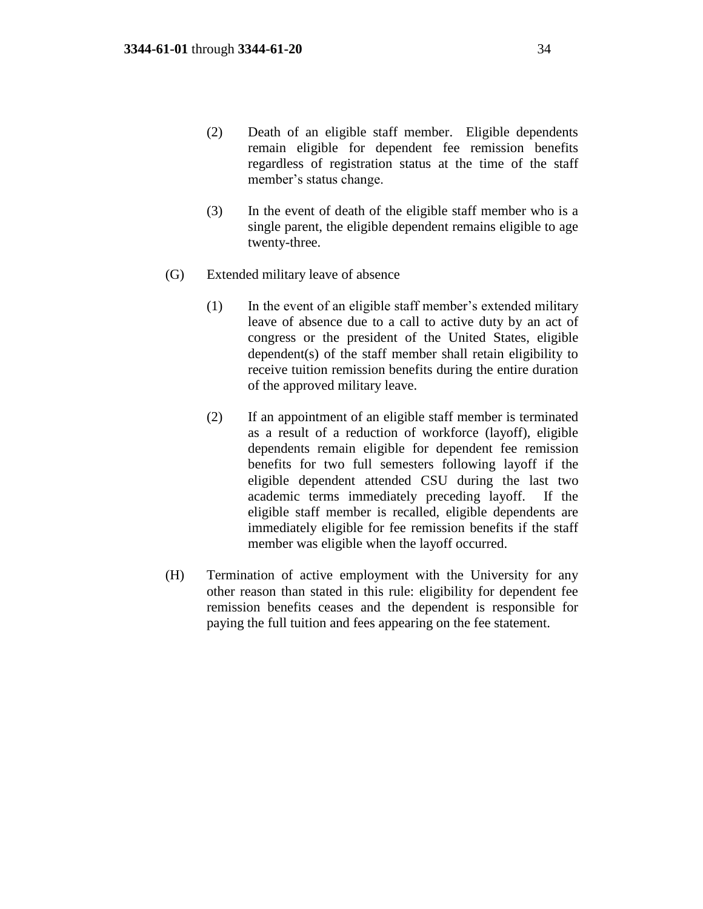(2) Death of an eligible staff member. Eligible dependents remain eligible for dependent fee remission benefits regardless of registration status at the time of the staff member's status change.

(3) In the event of death of the eligible staff member who is a single parent, the eligible dependent remains eligible to age twenty-three.

(G) Extended military leave of absence

(1) In the event of an eligible staff member's extended military leave of absence due to a call to active duty by an act of congress or the president of the United States, eligible dependent(s) of the staff member shall retain eligibility to receive tuition remission benefits during the entire duration of the approved military leave.

(2) If an appointment of an eligible staff member is terminated as a result of a reduction of workforce (layoff), eligible dependents remain eligible for dependent fee remission benefits for two full semesters following layoff if the eligible dependent attended CSU during the last two academic terms immediately preceding layoff. If the eligible staff member is recalled, eligible dependents are immediately eligible for fee remission benefits if the staff member was eligible when the layoff occurred.

(H) Termination of active employment with the University for any other reason than stated in this rule: eligibility for dependent fee remission benefits ceases and the dependent is responsible for paying the full tuition and fees appearing on the fee statement.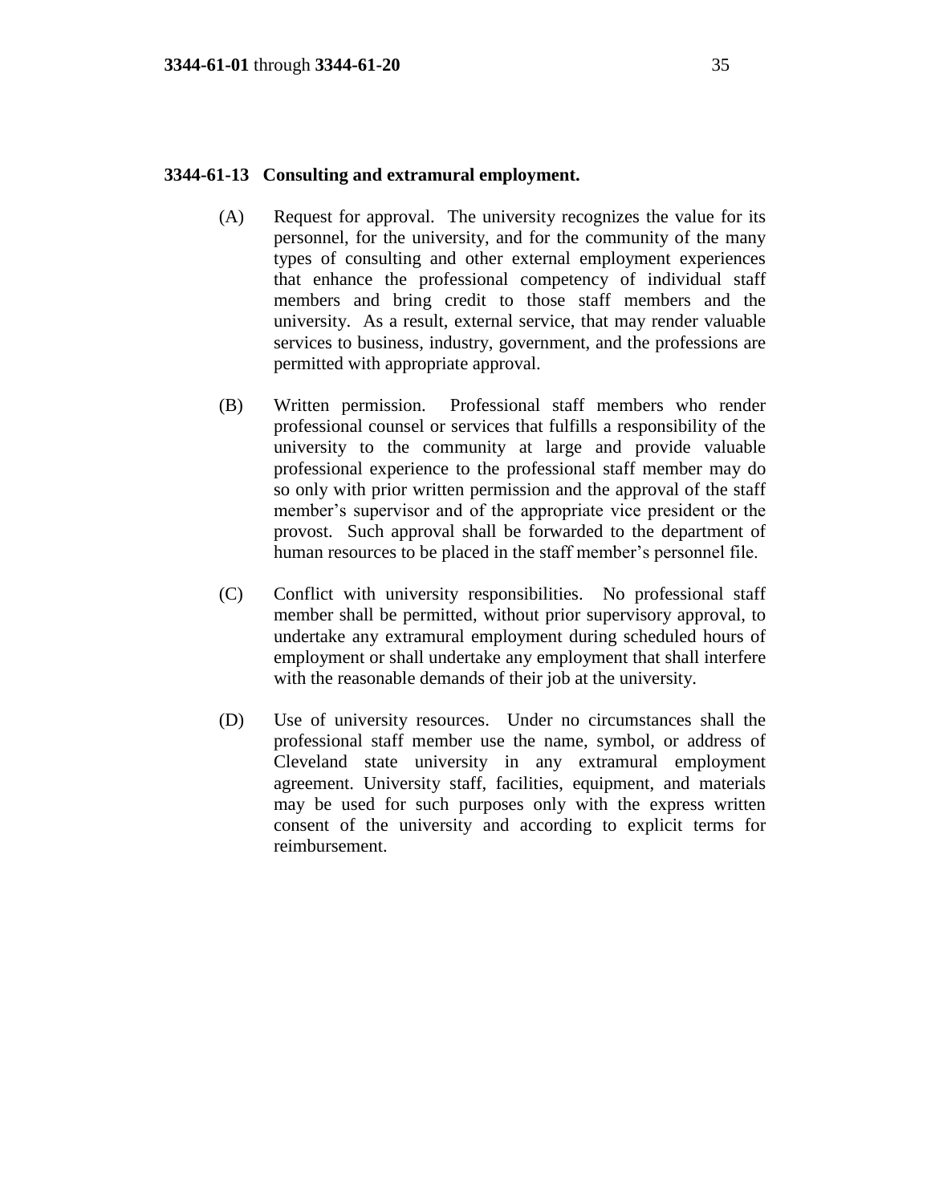**3344-61-13 Consulting and extramural employment.**

(A) Request for approval. The university recognizes the value for its personnel, for the university, and for the community of the many types of consulting and other external employment experiences that enhance the professional competency of individual staff members and bring credit to those staff members and the university. As a result, external service, that may render valuable services to business, industry, government, and the professions are permitted with appropriate approval.

(B) Written permission. Professional staff members who render professional counsel or services that fulfills a responsibility of the university to the community at large and provide valuable professional experience to the professional staff member may do so only with prior written permission and the approval of the staff member's supervisor and of the appropriate vice president or the provost. Such approval shall be forwarded to the department of human resources to be placed in the staff member's personnel file.

(C) Conflict with university responsibilities. No professional staff member shall be permitted, without prior supervisory approval, to undertake any extramural employment during scheduled hours of employment or shall undertake any employment that shall interfere with the reasonable demands of their job at the university.

(D) Use of university resources. Under no circumstances shall the professional staff member use the name, symbol, or address of Cleveland state university in any extramural employment agreement. University staff, facilities, equipment, and materials may be used for such purposes only with the express written consent of the university and according to explicit terms for reimbursement.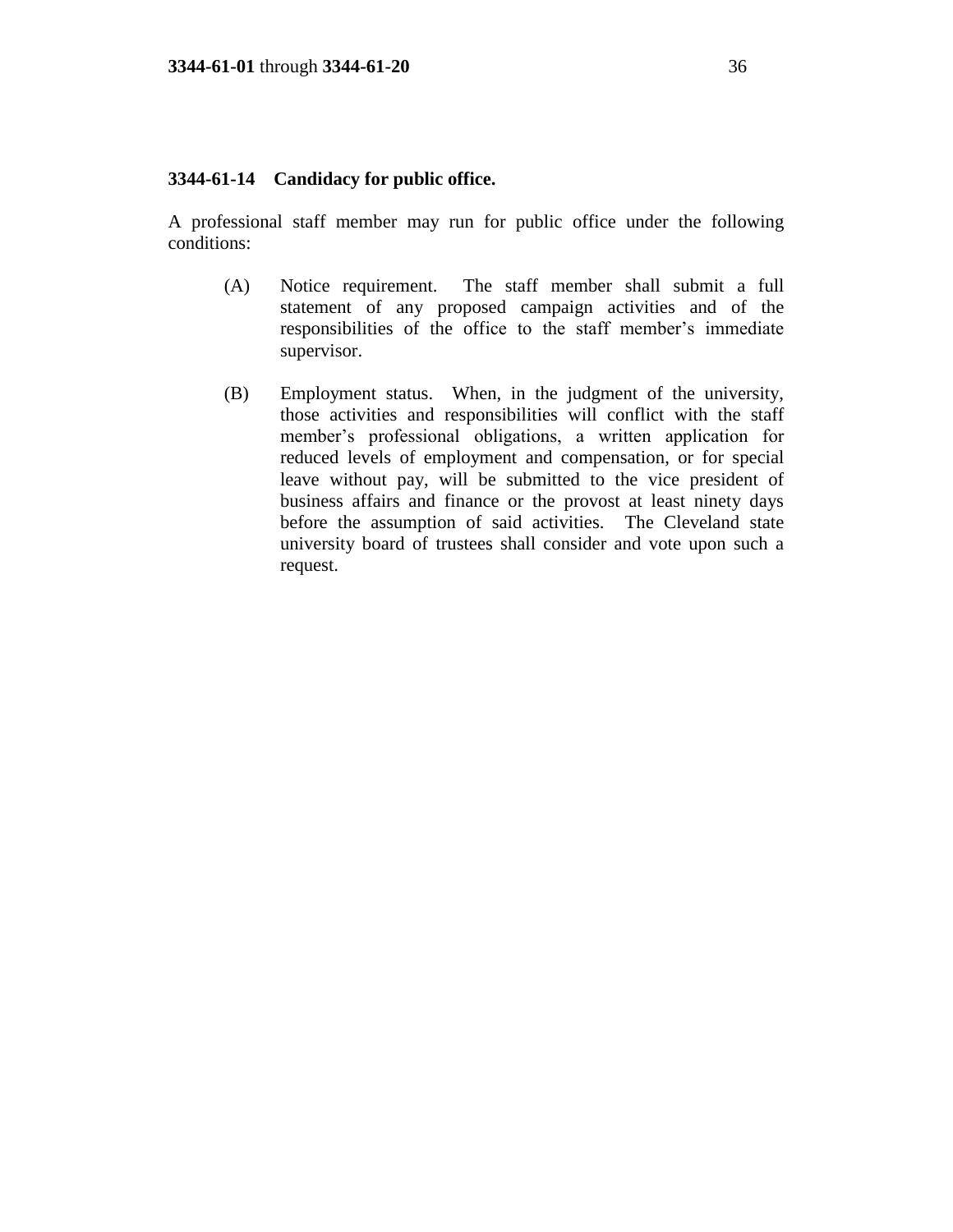### 3344-61-14 Candidacy for public office.

A professional staff member may run for public office under the following conditions:

(A) Notice requirement. The staff member shall submit a full statement of any proposed campaign activities and of the responsibilities of the office to the staff member's immediate supervisor.

(B) Employment status. When, in the judgment of the university, those activities and responsibilities will conflict with the staff member's professional obligations, a written application for reduced levels of employment and compensation, or for special leave without pay, will be submitted to the vice president of business affairs and finance or the provost at least ninety days before the assumption of said activities. The Cleveland state university board of trustees shall consider and vote upon such a request.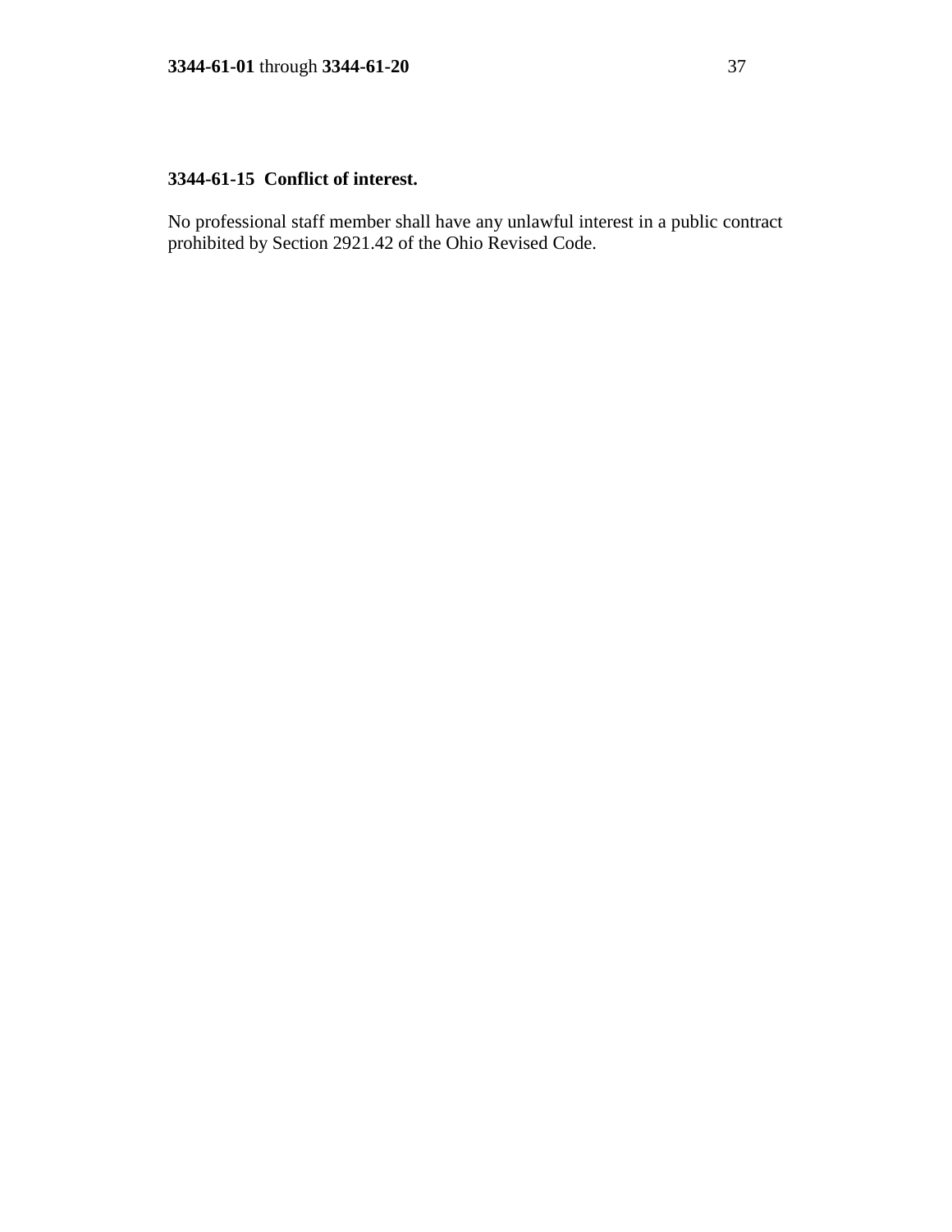**3344-61-15 Conflict of interest.**

No professional staff member shall have any unlawful interest in a public contract prohibited by Section 2921.42 of the Ohio Revised Code.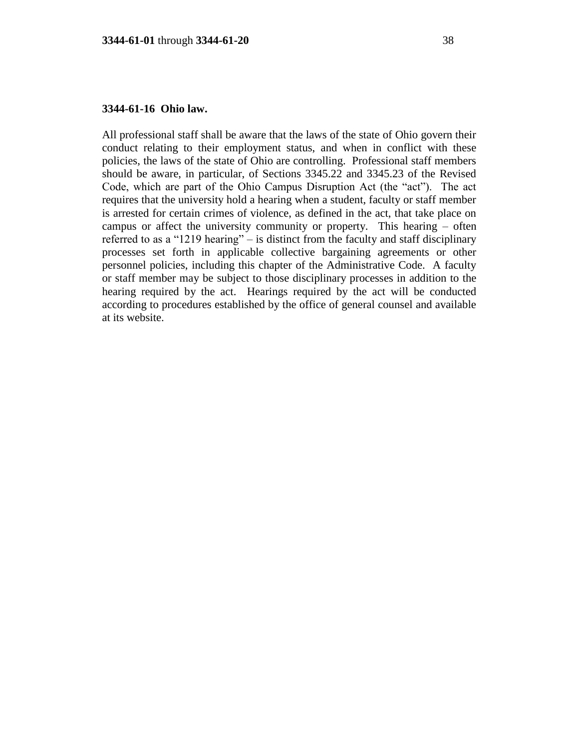### 3344-61-16 Ohio law.

All professional staff shall be aware that the laws of the state of Ohio govern their conduct relating to their employment status, and when in conflict with these policies, the laws of the state of Ohio are controlling. Professional staff members should be aware, in particular, of Sections 3345.22 and 3345.23 of the Revised Code, which are part of the Ohio Campus Disruption Act (the "act"). The act requires that the university hold a hearing when a student, faculty or staff member is arrested for certain crimes of violence, as defined in the act, that take place on campus or affect the university community or property. This hearing – often referred to as a "1219 hearing" – is distinct from the faculty and staff disciplinary processes set forth in applicable collective bargaining agreements or other personnel policies, including this chapter of the Administrative Code. A faculty or staff member may be subject to those disciplinary processes in addition to the hearing required by the act. Hearings required by the act will be conducted according to procedures established by the office of general counsel and available at its website.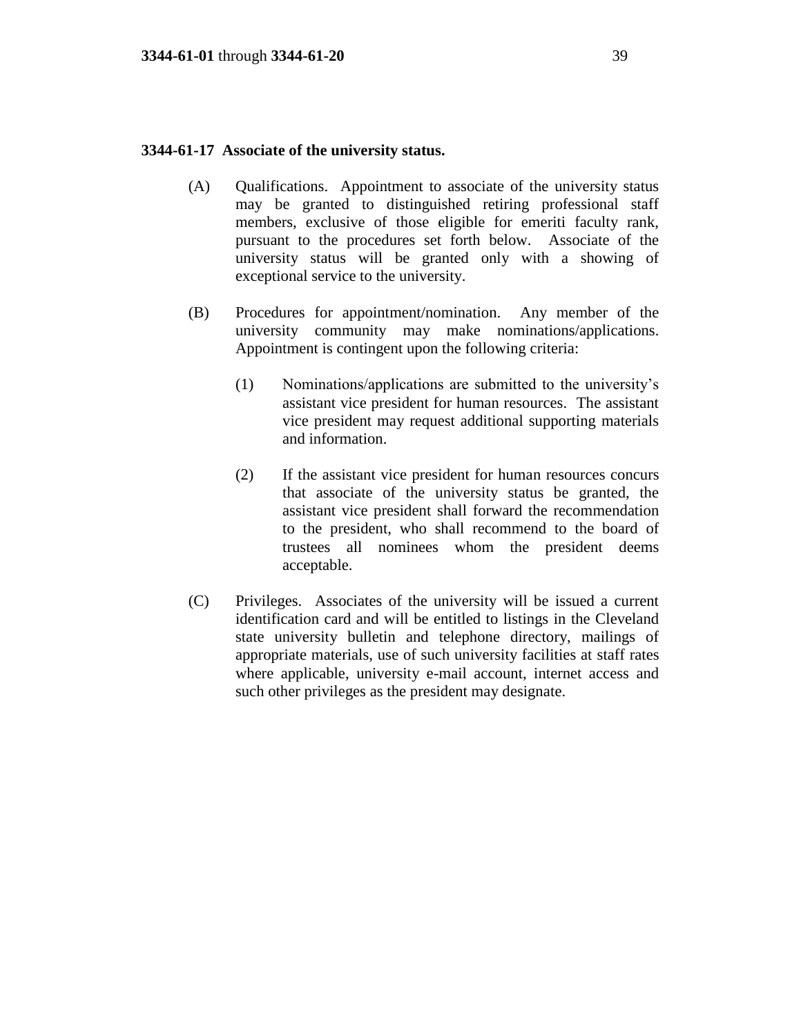**3344-61-17 Associate of the university status.**

(A) Qualifications. Appointment to associate of the university status may be granted to distinguished retiring professional staff members, exclusive of those eligible for emeriti faculty rank, pursuant to the procedures set forth below. Associate of the university status will be granted only with a showing of exceptional service to the university.

(B) Procedures for appointment/nomination. Any member of the university community may make nominations/applications. Appointment is contingent upon the following criteria:

(1) Nominations/applications are submitted to the university's assistant vice president for human resources. The assistant vice president may request additional supporting materials and information.

(2) If the assistant vice president for human resources concurs that associate of the university status be granted, the assistant vice president shall forward the recommendation to the president, who shall recommend to the board of trustees all nominees whom the president deems acceptable.

(C) Privileges. Associates of the university will be issued a current identification card and will be entitled to listings in the Cleveland state university bulletin and telephone directory, mailings of appropriate materials, use of such university facilities at staff rates where applicable, university e-mail account, internet access and such other privileges as the president may designate.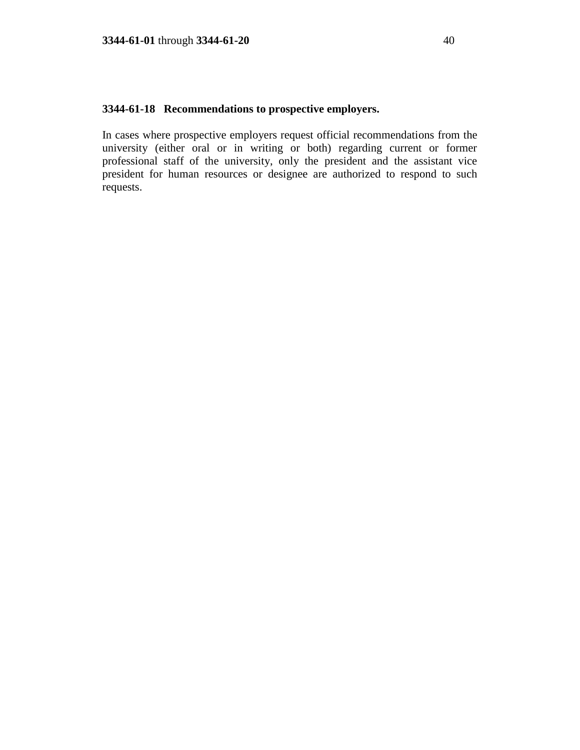### 3344-61-18 Recommendations to prospective employers.

In cases where prospective employers request official recommendations from the university (either oral or in writing or both) regarding current or former professional staff of the university, only the president and the assistant vice president for human resources or designee are authorized to respond to such requests.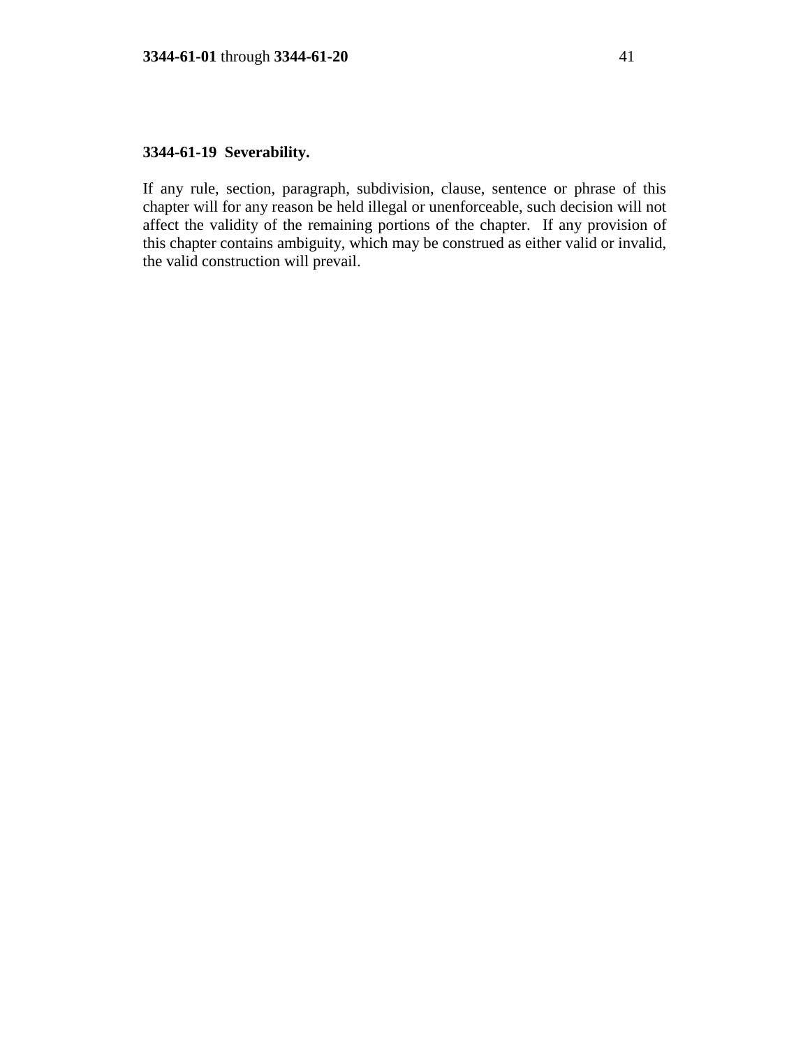**3344-61-19 Severability.**

If any rule, section, paragraph, subdivision, clause, sentence or phrase of this chapter will for any reason be held illegal or unenforceable, such decision will not affect the validity of the remaining portions of the chapter. If any provision of this chapter contains ambiguity, which may be construed as either valid or invalid, the valid construction will prevail.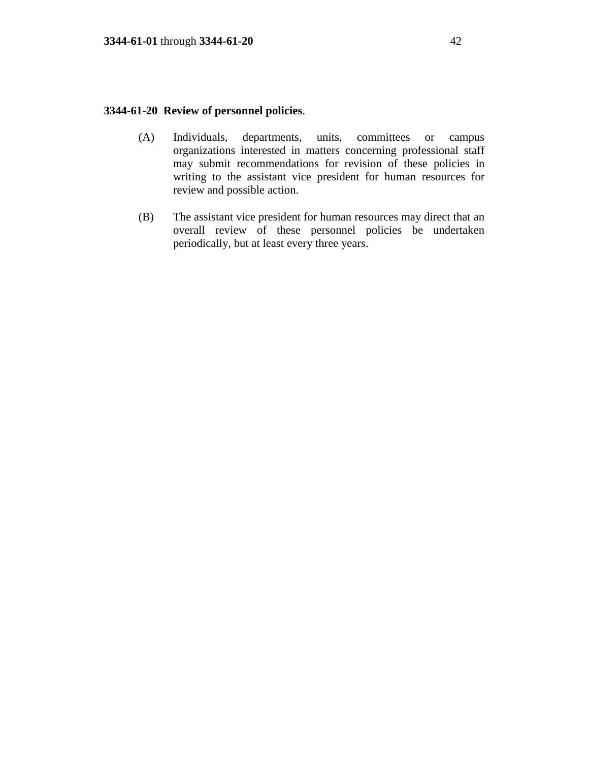**3344-61-20 Review of personnel policies**.

(A) Individuals, departments, units, committees or campus organizations interested in matters concerning professional staff may submit recommendations for revision of these policies in writing to the assistant vice president for human resources for review and possible action.

(B) The assistant vice president for human resources may direct that an overall review of these personnel policies be undertaken periodically, but at least every three years.